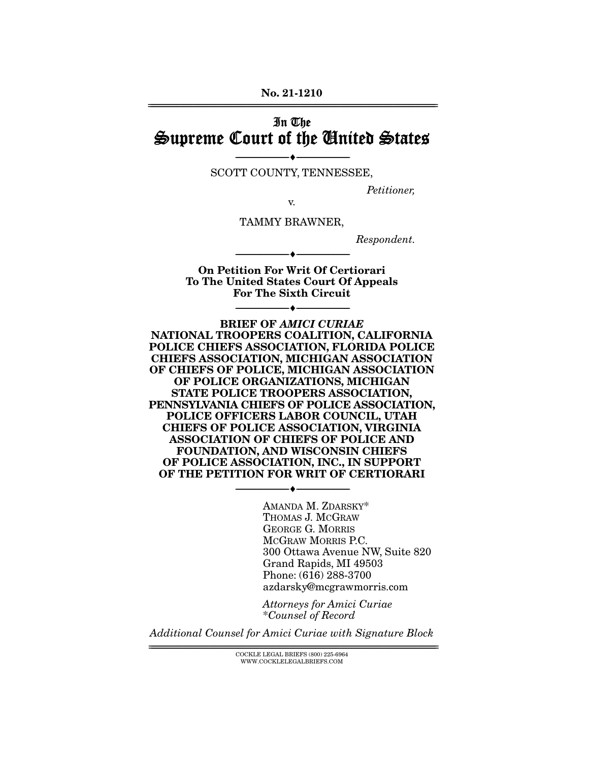No. 21-1210

# In The Supreme Court of the United States

---

SCOTT COUNTY, TENNESSEE,

*Petitioner,*

v.

TAMMY BRAWNER,

*Respondent.*

---

**On Petition For Writ Of Certiorari To The United States Court Of Appeals For The Sixth Circuit**

---

**BRIEF OF *AMICI CURIAE* NATIONAL TROOPERS COALITION, CALIFORNIA POLICE CHIEFS ASSOCIATION, FLORIDA POLICE CHIEFS ASSOCIATION, MICHIGAN ASSOCIATION OF CHIEFS OF POLICE, MICHIGAN ASSOCIATION OF POLICE ORGANIZATIONS, MICHIGAN STATE POLICE TROOPERS ASSOCIATION, PENNSYLVANIA CHIEFS OF POLICE ASSOCIATION, POLICE OFFICERS LABOR COUNCIL, UTAH CHIEFS OF POLICE ASSOCIATION, VIRGINIA ASSOCIATION OF CHIEFS OF POLICE AND FOUNDATION, AND WISCONSIN CHIEFS OF POLICE ASSOCIATION, INC., IN SUPPORT OF THE PETITION FOR WRIT OF CERTIORARI**

---

AMANDA M. ZDARSKY*
THOMAS J. MCGRAW
GEORGE G. MORRIS
MCGRAW MORRIS P.C.
300 Ottawa Avenue NW, Suite 820
Grand Rapids, MI 49503
Phone: (616) 288-3700
azdarsky@mcgrawmorris.com

*Attorneys for Amici Curiae*
*\*Counsel of Record*

*Additional Counsel for Amici Curiae with Signature Block*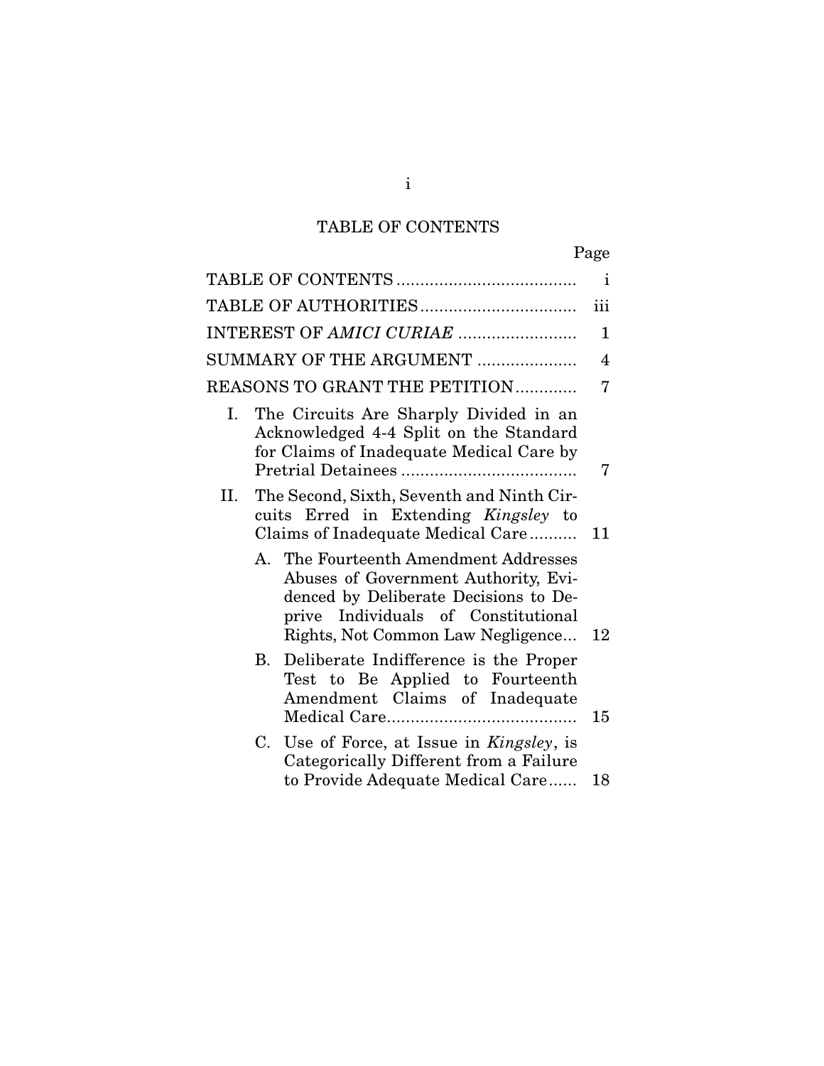# TABLE OF CONTENTS

| | Page |
|---|---|
| TABLE OF CONTENTS | i |
| TABLE OF AUTHORITIES | iii |
| INTEREST OF *AMICI CURIAE* | 1 |
| SUMMARY OF THE ARGUMENT | 4 |
| REASONS TO GRANT THE PETITION | 7 |
| I. The Circuits Are Sharply Divided in an Acknowledged 4-4 Split on the Standard for Claims of Inadequate Medical Care by Pretrial Detainees | 7 |
| II. The Second, Sixth, Seventh and Ninth Circuits Erred in Extending *Kingsley* to Claims of Inadequate Medical Care | 11 |
| A. The Fourteenth Amendment Addresses Abuses of Government Authority, Evidenced by Deliberate Decisions to Deprive Individuals of Constitutional Rights, Not Common Law Negligence | 12 |
| B. Deliberate Indifference is the Proper Test to Be Applied to Fourteenth Amendment Claims of Inadequate Medical Care | 15 |
| C. Use of Force, at Issue in *Kingsley*, is Categorically Different from a Failure to Provide Adequate Medical Care | 18 |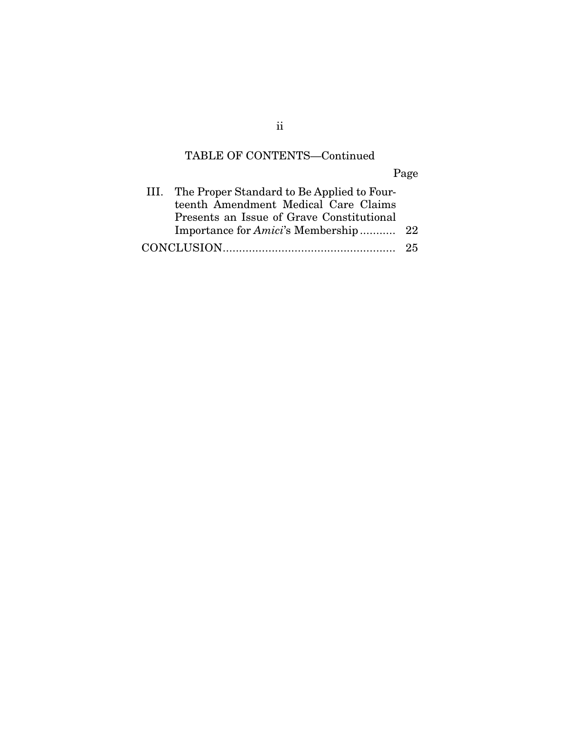## TABLE OF CONTENTS—Continued

| | | Page |
|---|---|---|
| III. | The Proper Standard to Be Applied to Fourteenth Amendment Medical Care Claims Presents an Issue of Grave Constitutional Importance for *Amici*'s Membership | 22 |
| CONCLUSION | | 25 |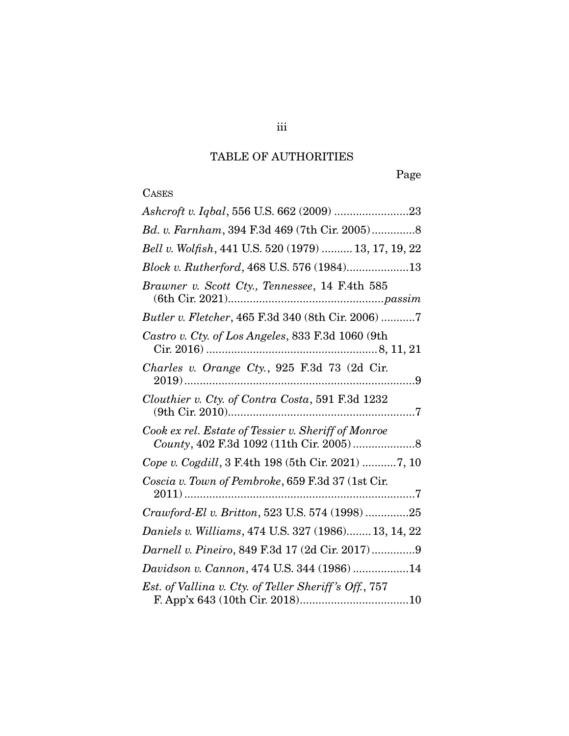# TABLE OF AUTHORITIES

Page

CASES

*Ashcroft v. Iqbal*, 556 U.S. 662 (2009) ........................23

*Bd. v. Farnham*, 394 F.3d 469 (7th Cir. 2005)..............8

*Bell v. Wolfish*, 441 U.S. 520 (1979) .......... 13, 17, 19, 22

*Block v. Rutherford*, 468 U.S. 576 (1984)....................13

*Brawner v. Scott Cty., Tennessee*, 14 F.4th 585 (6th Cir. 2021)..................................................*passim*

*Butler v. Fletcher*, 465 F.3d 340 (8th Cir. 2006) ...........7

*Castro v. Cty. of Los Angeles*, 833 F.3d 1060 (9th Cir. 2016) ...................................................... 8, 11, 21

*Charles v. Orange Cty.*, 925 F.3d 73 (2d Cir. 2019)..........................................................................9

*Clouthier v. Cty. of Contra Costa*, 591 F.3d 1232 (9th Cir. 2010)............................................................7

*Cook ex rel. Estate of Tessier v. Sheriff of Monroe County*, 402 F.3d 1092 (11th Cir. 2005) ....................8

*Cope v. Cogdill*, 3 F.4th 198 (5th Cir. 2021) ...........7, 10

*Coscia v. Town of Pembroke*, 659 F.3d 37 (1st Cir. 2011) ..........................................................................7

*Crawford-El v. Britton*, 523 U.S. 574 (1998) ..............25

*Daniels v. Williams*, 474 U.S. 327 (1986)........ 13, 14, 22

*Darnell v. Pineiro*, 849 F.3d 17 (2d Cir. 2017)..............9

*Davidson v. Cannon*, 474 U.S. 344 (1986) ..................14

*Est. of Vallina v. Cty. of Teller Sheriff's Off.*, 757 F. App'x 643 (10th Cir. 2018)...................................10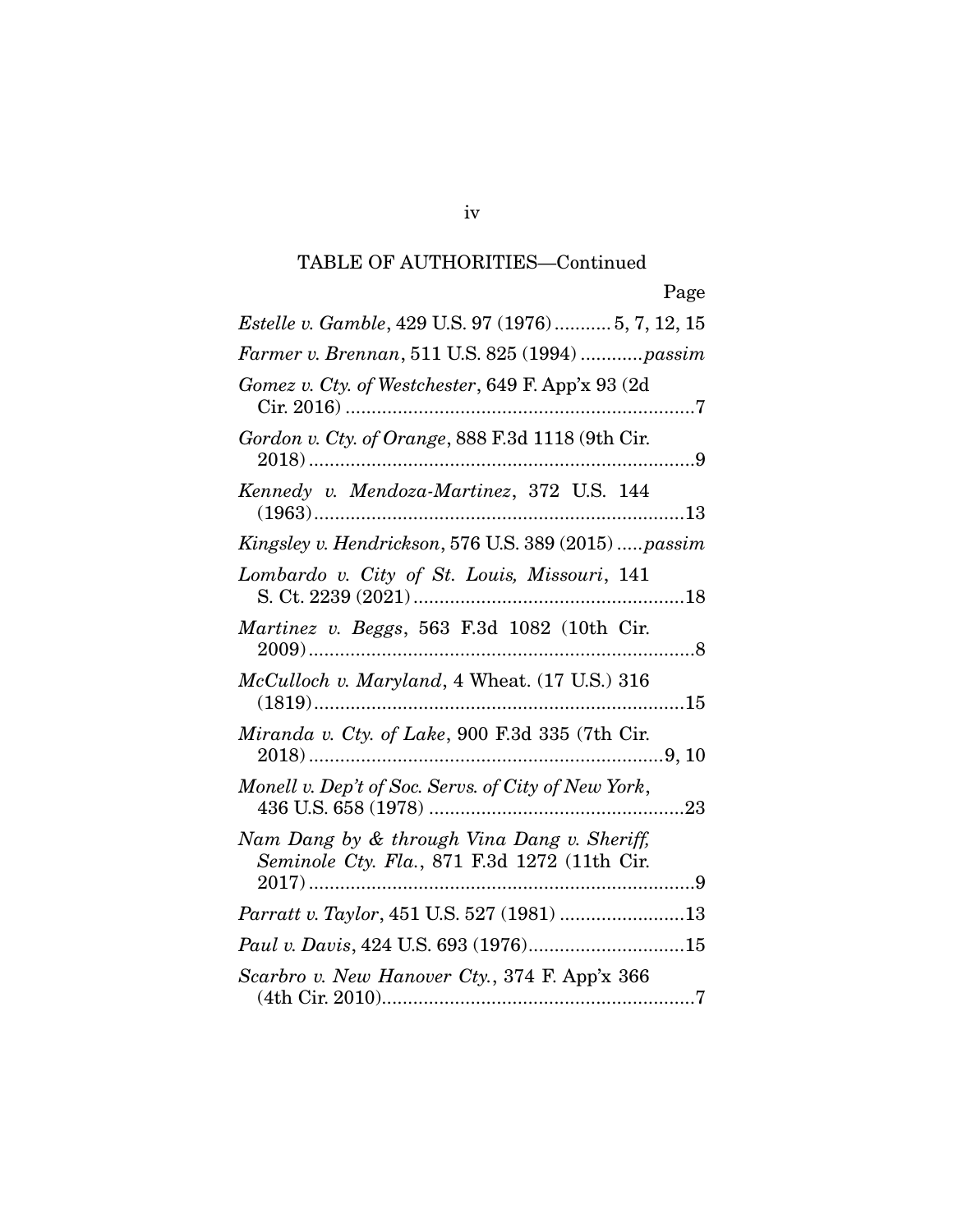TABLE OF AUTHORITIES—Continued

| | Page |
|---|---|
| *Estelle v. Gamble*, 429 U.S. 97 (1976) | 5, 7, 12, 15 |
| *Farmer v. Brennan*, 511 U.S. 825 (1994) | *passim* |
| *Gomez v. Cty. of Westchester*, 649 F. App'x 93 (2d Cir. 2016) | 7 |
| *Gordon v. Cty. of Orange*, 888 F.3d 1118 (9th Cir. 2018) | 9 |
| *Kennedy v. Mendoza-Martinez*, 372 U.S. 144 (1963) | 13 |
| *Kingsley v. Hendrickson*, 576 U.S. 389 (2015) | *passim* |
| *Lombardo v. City of St. Louis, Missouri*, 141 S. Ct. 2239 (2021) | 18 |
| *Martinez v. Beggs*, 563 F.3d 1082 (10th Cir. 2009) | 8 |
| *McCulloch v. Maryland*, 4 Wheat. (17 U.S.) 316 (1819) | 15 |
| *Miranda v. Cty. of Lake*, 900 F.3d 335 (7th Cir. 2018) | 9, 10 |
| *Monell v. Dep't of Soc. Servs. of City of New York*, 436 U.S. 658 (1978) | 23 |
| *Nam Dang by & through Vina Dang v. Sheriff, Seminole Cty. Fla.*, 871 F.3d 1272 (11th Cir. 2017) | 9 |
| *Parratt v. Taylor*, 451 U.S. 527 (1981) | 13 |
| *Paul v. Davis*, 424 U.S. 693 (1976) | 15 |
| *Scarbro v. New Hanover Cty.*, 374 F. App'x 366 (4th Cir. 2010) | 7 |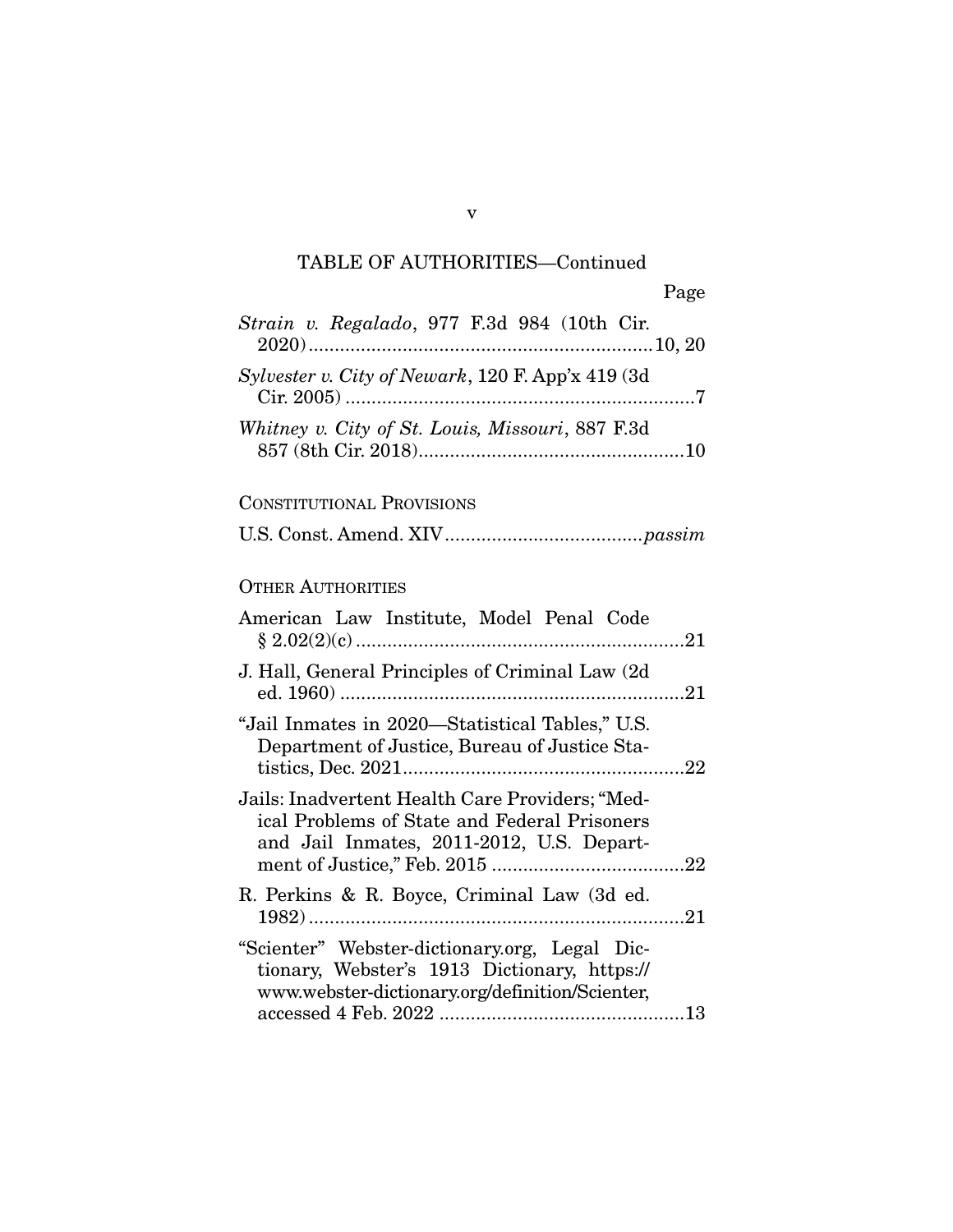TABLE OF AUTHORITIES—Continued

Page

*Strain v. Regalado*, 977 F.3d 984 (10th Cir. 2020)....................10, 20

*Sylvester v. City of Newark*, 120 F. App'x 419 (3d Cir. 2005)....................7

*Whitney v. City of St. Louis, Missouri*, 887 F.3d 857 (8th Cir. 2018)....................10

CONSTITUTIONAL PROVISIONS

U.S. Const. Amend. XIV....................*passim*

OTHER AUTHORITIES

American Law Institute, Model Penal Code § 2.02(2)(c)....................21

J. Hall, General Principles of Criminal Law (2d ed. 1960)....................21

"Jail Inmates in 2020—Statistical Tables," U.S. Department of Justice, Bureau of Justice Statistics, Dec. 2021....................22

Jails: Inadvertent Health Care Providers; "Medical Problems of State and Federal Prisoners and Jail Inmates, 2011-2012, U.S. Department of Justice," Feb. 2015....................22

R. Perkins & R. Boyce, Criminal Law (3d ed. 1982)....................21

"Scienter" Webster-dictionary.org, Legal Dictionary, Webster's 1913 Dictionary, https://www.webster-dictionary.org/definition/Scienter, accessed 4 Feb. 2022....................13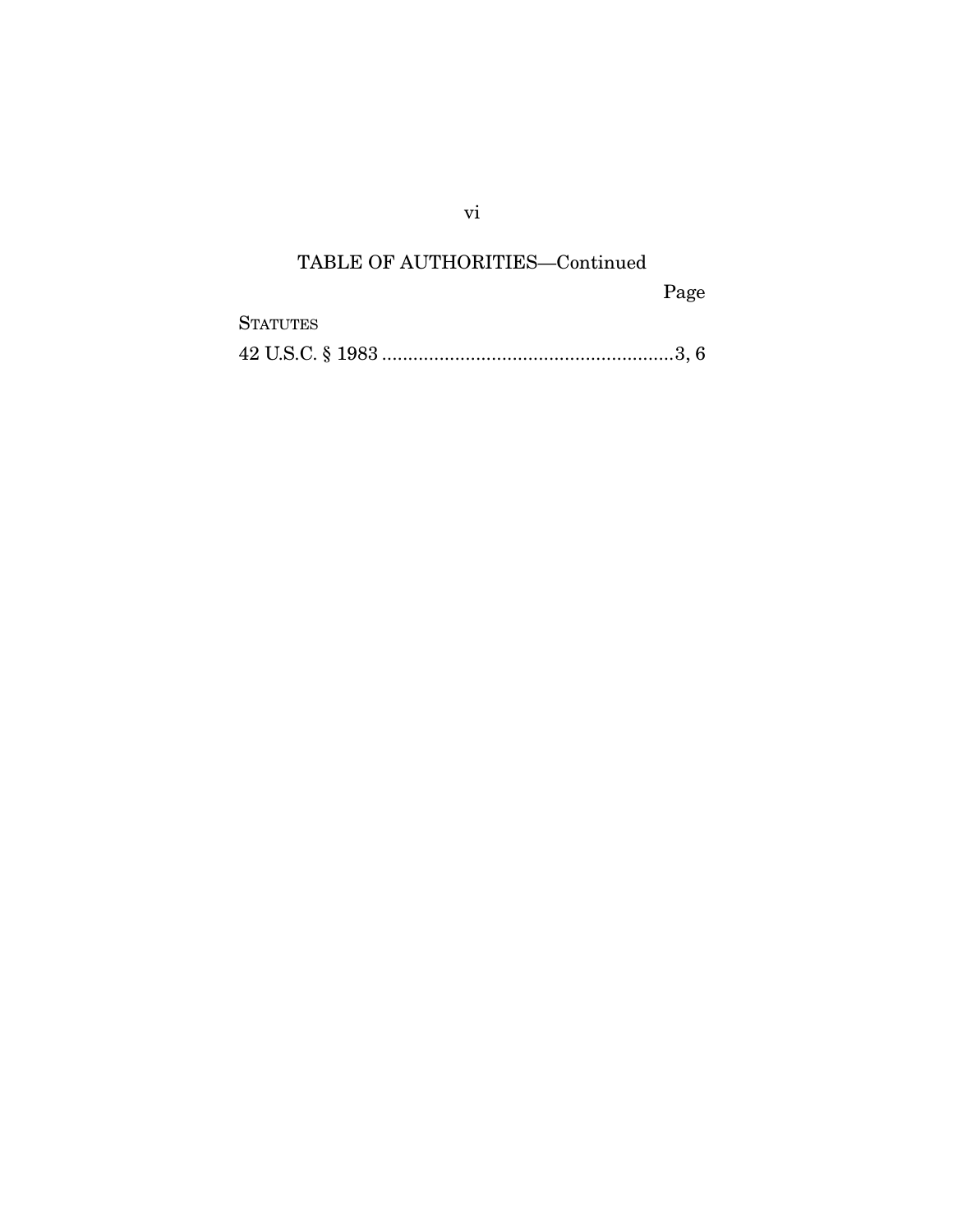TABLE OF AUTHORITIES—Continued

Page

STATUTES

42 U.S.C. § 1983 ........................................................3, 6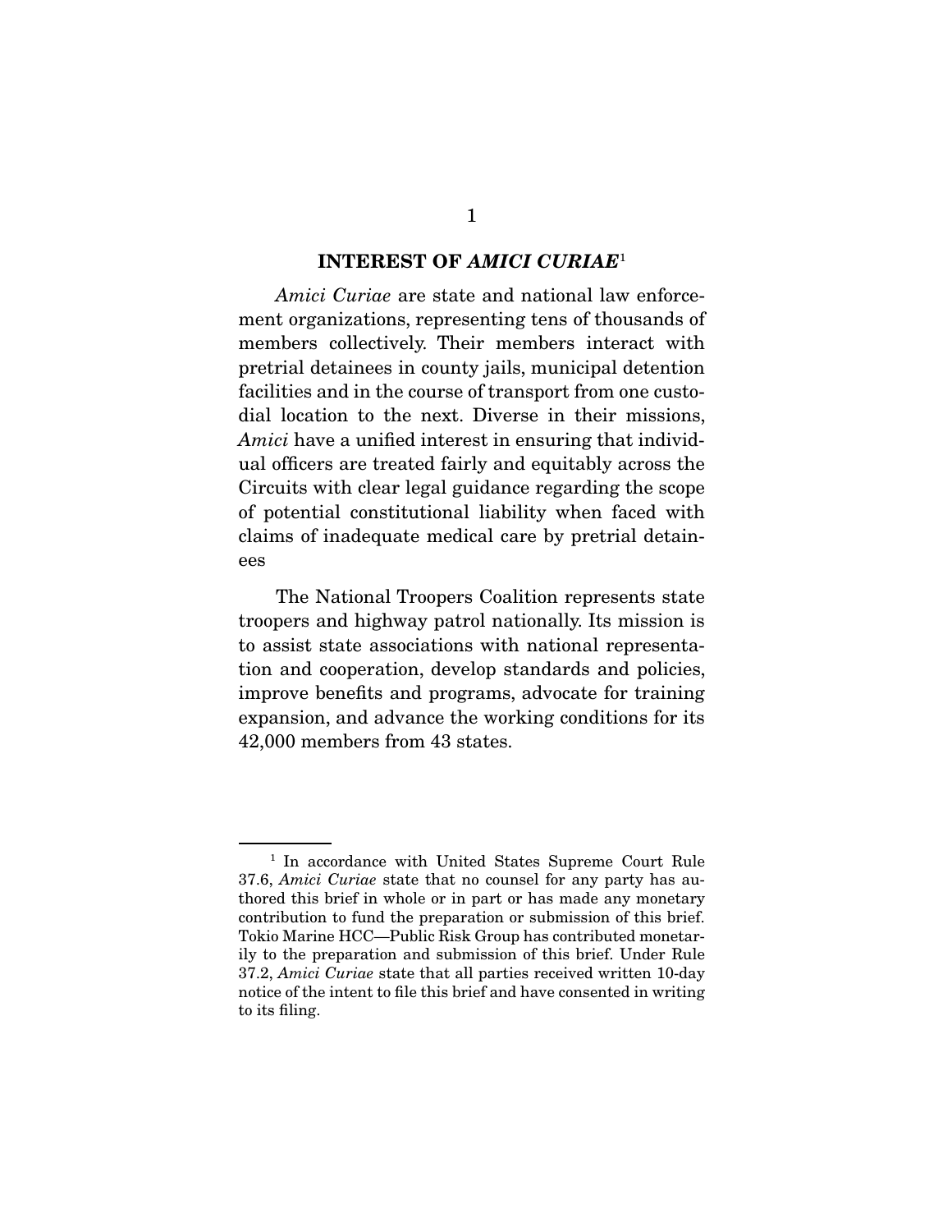## INTEREST OF *AMICI CURIAE*[1]

*Amici Curiae* are state and national law enforcement organizations, representing tens of thousands of members collectively. Their members interact with pretrial detainees in county jails, municipal detention facilities and in the course of transport from one custodial location to the next. Diverse in their missions, *Amici* have a unified interest in ensuring that individual officers are treated fairly and equitably across the Circuits with clear legal guidance regarding the scope of potential constitutional liability when faced with claims of inadequate medical care by pretrial detainees

The National Troopers Coalition represents state troopers and highway patrol nationally. Its mission is to assist state associations with national representation and cooperation, develop standards and policies, improve benefits and programs, advocate for training expansion, and advance the working conditions for its 42,000 members from 43 states.

---

[1] In accordance with United States Supreme Court Rule 37.6, *Amici Curiae* state that no counsel for any party has authored this brief in whole or in part or has made any monetary contribution to fund the preparation or submission of this brief. Tokio Marine HCC—Public Risk Group has contributed monetarily to the preparation and submission of this brief. Under Rule 37.2, *Amici Curiae* state that all parties received written 10-day notice of the intent to file this brief and have consented in writing to its filing.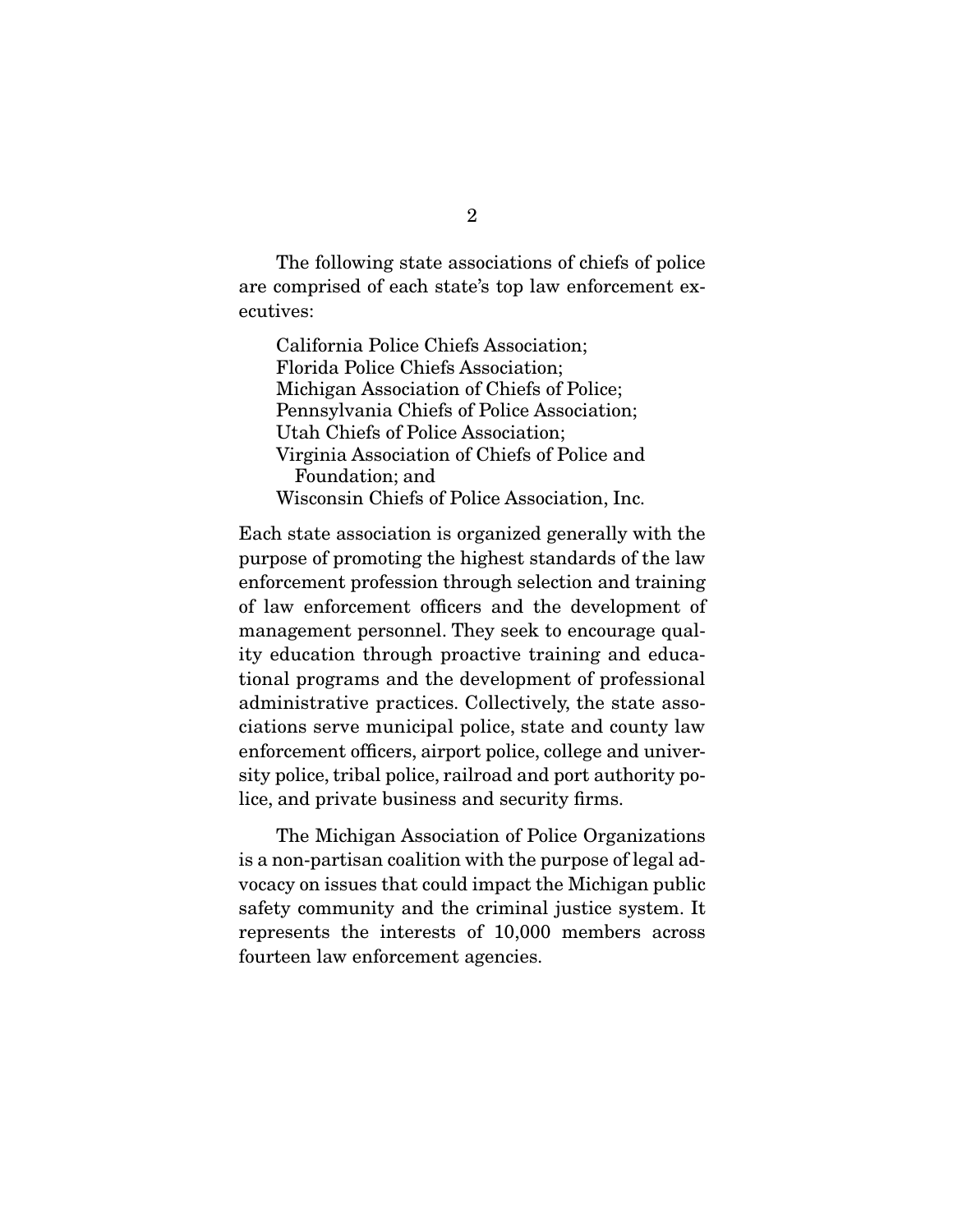The following state associations of chiefs of police are comprised of each state's top law enforcement executives:

California Police Chiefs Association;
Florida Police Chiefs Association;
Michigan Association of Chiefs of Police;
Pennsylvania Chiefs of Police Association;
Utah Chiefs of Police Association;
Virginia Association of Chiefs of Police and Foundation; and
Wisconsin Chiefs of Police Association, Inc.

Each state association is organized generally with the purpose of promoting the highest standards of the law enforcement profession through selection and training of law enforcement officers and the development of management personnel. They seek to encourage quality education through proactive training and educational programs and the development of professional administrative practices. Collectively, the state associations serve municipal police, state and county law enforcement officers, airport police, college and university police, tribal police, railroad and port authority police, and private business and security firms.

The Michigan Association of Police Organizations is a non-partisan coalition with the purpose of legal advocacy on issues that could impact the Michigan public safety community and the criminal justice system. It represents the interests of 10,000 members across fourteen law enforcement agencies.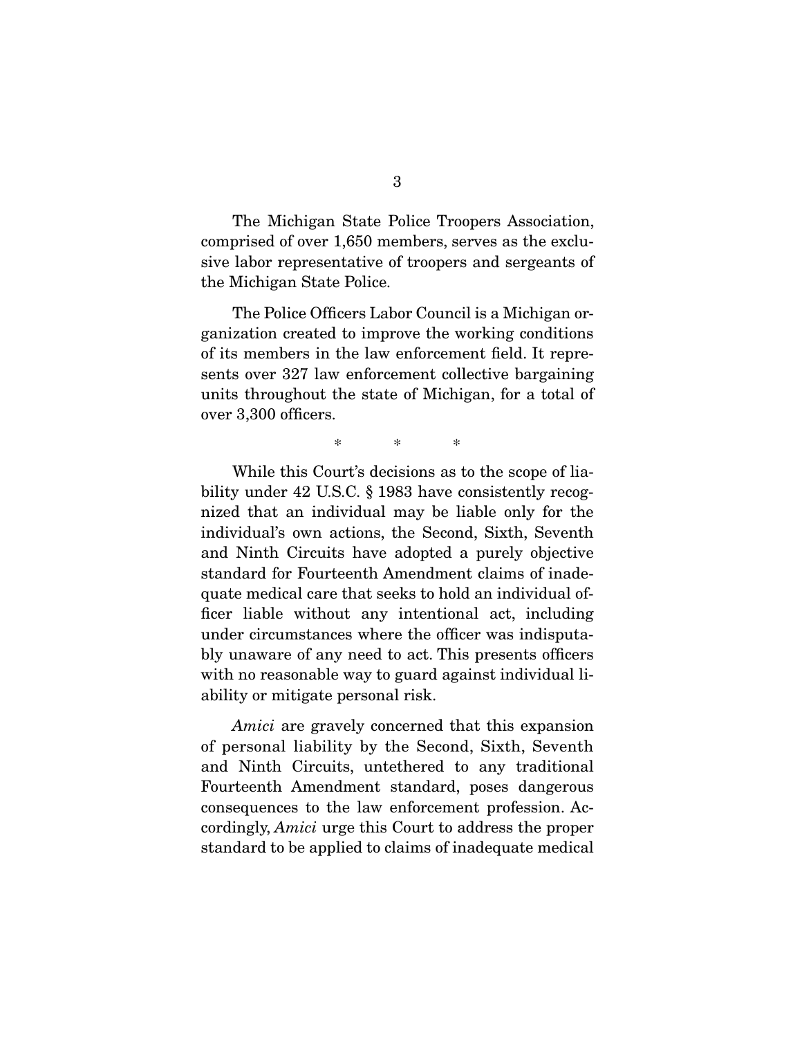The Michigan State Police Troopers Association, comprised of over 1,650 members, serves as the exclusive labor representative of troopers and sergeants of the Michigan State Police.

The Police Officers Labor Council is a Michigan organization created to improve the working conditions of its members in the law enforcement field. It represents over 327 law enforcement collective bargaining units throughout the state of Michigan, for a total of over 3,300 officers.

\* \* \*

While this Court's decisions as to the scope of liability under 42 U.S.C. § 1983 have consistently recognized that an individual may be liable only for the individual's own actions, the Second, Sixth, Seventh and Ninth Circuits have adopted a purely objective standard for Fourteenth Amendment claims of inadequate medical care that seeks to hold an individual officer liable without any intentional act, including under circumstances where the officer was indisputably unaware of any need to act. This presents officers with no reasonable way to guard against individual liability or mitigate personal risk.

*Amici* are gravely concerned that this expansion of personal liability by the Second, Sixth, Seventh and Ninth Circuits, untethered to any traditional Fourteenth Amendment standard, poses dangerous consequences to the law enforcement profession. Accordingly, *Amici* urge this Court to address the proper standard to be applied to claims of inadequate medical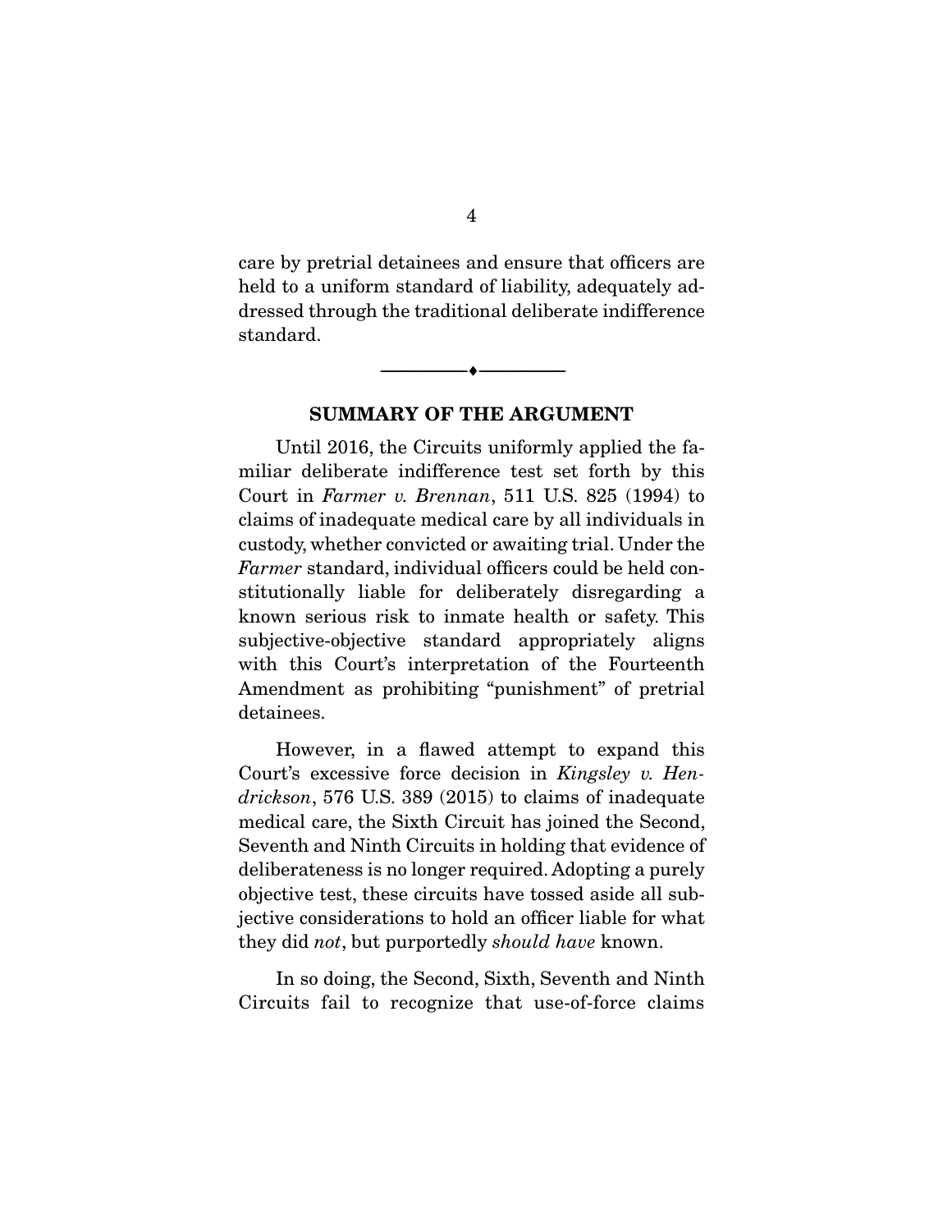care by pretrial detainees and ensure that officers are held to a uniform standard of liability, adequately addressed through the traditional deliberate indifference standard.

---

## SUMMARY OF THE ARGUMENT

Until 2016, the Circuits uniformly applied the familiar deliberate indifference test set forth by this Court in *Farmer v. Brennan*, 511 U.S. 825 (1994) to claims of inadequate medical care by all individuals in custody, whether convicted or awaiting trial. Under the *Farmer* standard, individual officers could be held constitutionally liable for deliberately disregarding a known serious risk to inmate health or safety. This subjective-objective standard appropriately aligns with this Court's interpretation of the Fourteenth Amendment as prohibiting "punishment" of pretrial detainees.

However, in a flawed attempt to expand this Court's excessive force decision in *Kingsley v. Hendrickson*, 576 U.S. 389 (2015) to claims of inadequate medical care, the Sixth Circuit has joined the Second, Seventh and Ninth Circuits in holding that evidence of deliberateness is no longer required. Adopting a purely objective test, these circuits have tossed aside all subjective considerations to hold an officer liable for what they did *not*, but purportedly *should have* known.

In so doing, the Second, Sixth, Seventh and Ninth Circuits fail to recognize that use-of-force claims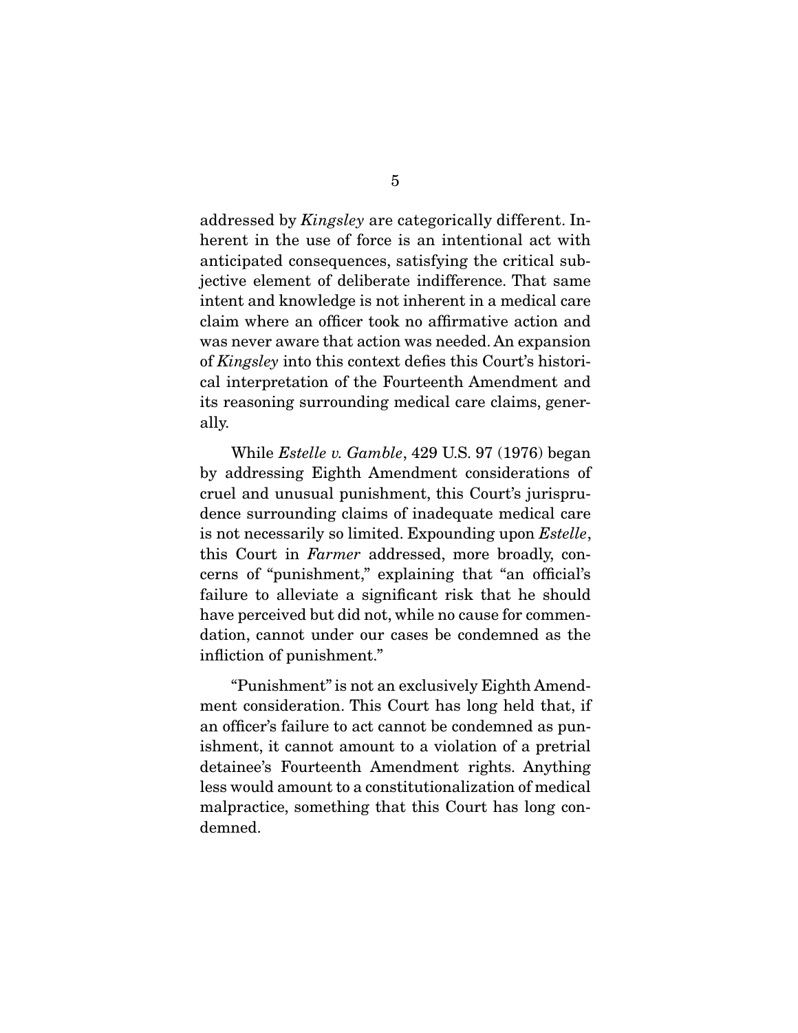addressed by *Kingsley* are categorically different. Inherent in the use of force is an intentional act with anticipated consequences, satisfying the critical subjective element of deliberate indifference. That same intent and knowledge is not inherent in a medical care claim where an officer took no affirmative action and was never aware that action was needed. An expansion of *Kingsley* into this context defies this Court's historical interpretation of the Fourteenth Amendment and its reasoning surrounding medical care claims, generally.

While *Estelle v. Gamble*, 429 U.S. 97 (1976) began by addressing Eighth Amendment considerations of cruel and unusual punishment, this Court's jurisprudence surrounding claims of inadequate medical care is not necessarily so limited. Expounding upon *Estelle*, this Court in *Farmer* addressed, more broadly, concerns of "punishment," explaining that "an official's failure to alleviate a significant risk that he should have perceived but did not, while no cause for commendation, cannot under our cases be condemned as the infliction of punishment."

"Punishment" is not an exclusively Eighth Amendment consideration. This Court has long held that, if an officer's failure to act cannot be condemned as punishment, it cannot amount to a violation of a pretrial detainee's Fourteenth Amendment rights. Anything less would amount to a constitutionalization of medical malpractice, something that this Court has long condemned.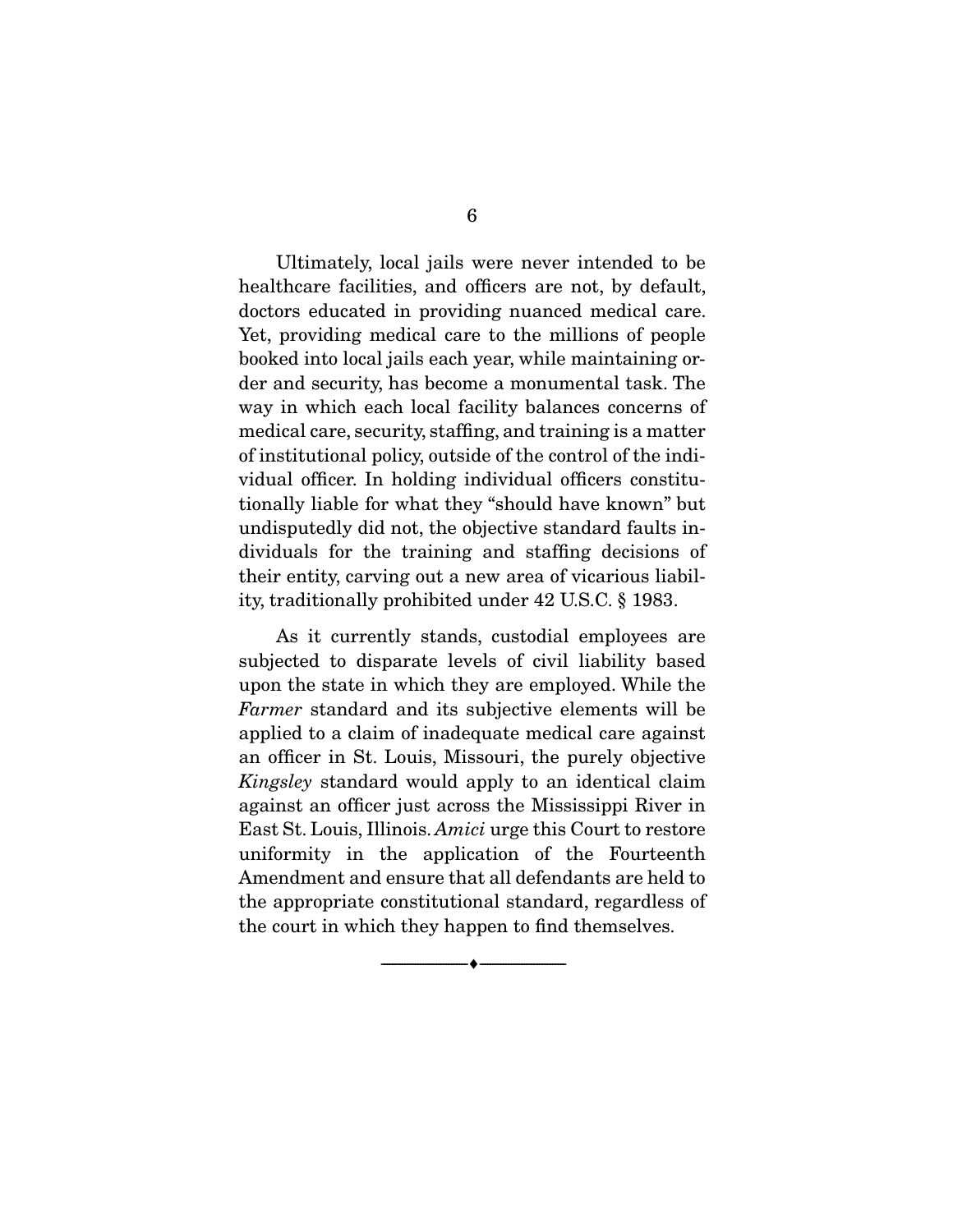Ultimately, local jails were never intended to be healthcare facilities, and officers are not, by default, doctors educated in providing nuanced medical care. Yet, providing medical care to the millions of people booked into local jails each year, while maintaining order and security, has become a monumental task. The way in which each local facility balances concerns of medical care, security, staffing, and training is a matter of institutional policy, outside of the control of the individual officer. In holding individual officers constitutionally liable for what they "should have known" but undisputedly did not, the objective standard faults individuals for the training and staffing decisions of their entity, carving out a new area of vicarious liability, traditionally prohibited under 42 U.S.C. § 1983.

As it currently stands, custodial employees are subjected to disparate levels of civil liability based upon the state in which they are employed. While the *Farmer* standard and its subjective elements will be applied to a claim of inadequate medical care against an officer in St. Louis, Missouri, the purely objective *Kingsley* standard would apply to an identical claim against an officer just across the Mississippi River in East St. Louis, Illinois. *Amici* urge this Court to restore uniformity in the application of the Fourteenth Amendment and ensure that all defendants are held to the appropriate constitutional standard, regardless of the court in which they happen to find themselves.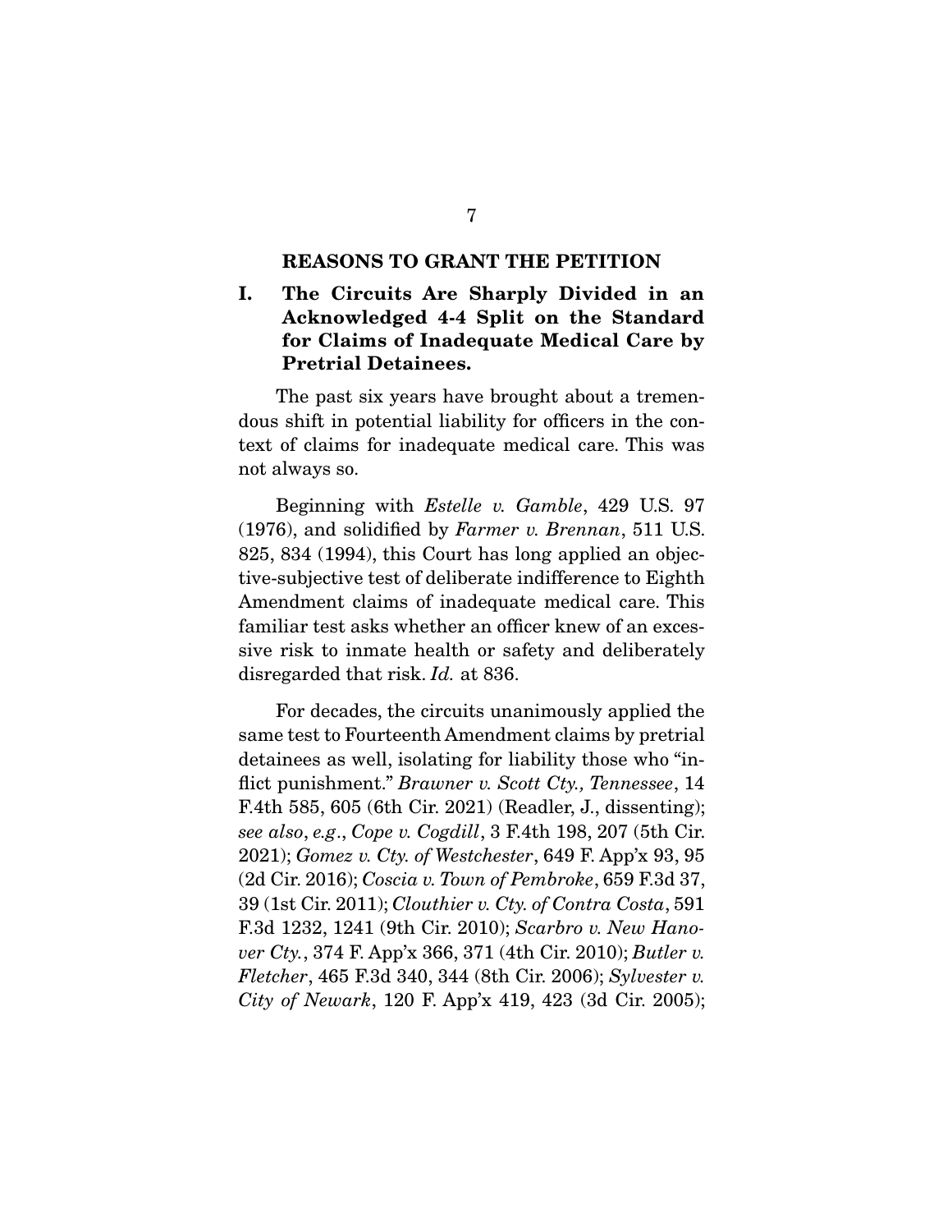## REASONS TO GRANT THE PETITION

### I. The Circuits Are Sharply Divided in an Acknowledged 4-4 Split on the Standard for Claims of Inadequate Medical Care by Pretrial Detainees.

The past six years have brought about a tremendous shift in potential liability for officers in the context of claims for inadequate medical care. This was not always so.

Beginning with *Estelle v. Gamble*, 429 U.S. 97 (1976), and solidified by *Farmer v. Brennan*, 511 U.S. 825, 834 (1994), this Court has long applied an objective-subjective test of deliberate indifference to Eighth Amendment claims of inadequate medical care. This familiar test asks whether an officer knew of an excessive risk to inmate health or safety and deliberately disregarded that risk. *Id.* at 836.

For decades, the circuits unanimously applied the same test to Fourteenth Amendment claims by pretrial detainees as well, isolating for liability those who "inflict punishment." *Brawner v. Scott Cty., Tennessee*, 14 F.4th 585, 605 (6th Cir. 2021) (Readler, J., dissenting); *see also*, *e.g.*, *Cope v. Cogdill*, 3 F.4th 198, 207 (5th Cir. 2021); *Gomez v. Cty. of Westchester*, 649 F. App'x 93, 95 (2d Cir. 2016); *Coscia v. Town of Pembroke*, 659 F.3d 37, 39 (1st Cir. 2011); *Clouthier v. Cty. of Contra Costa*, 591 F.3d 1232, 1241 (9th Cir. 2010); *Scarbro v. New Hanover Cty.*, 374 F. App'x 366, 371 (4th Cir. 2010); *Butler v. Fletcher*, 465 F.3d 340, 344 (8th Cir. 2006); *Sylvester v. City of Newark*, 120 F. App'x 419, 423 (3d Cir. 2005);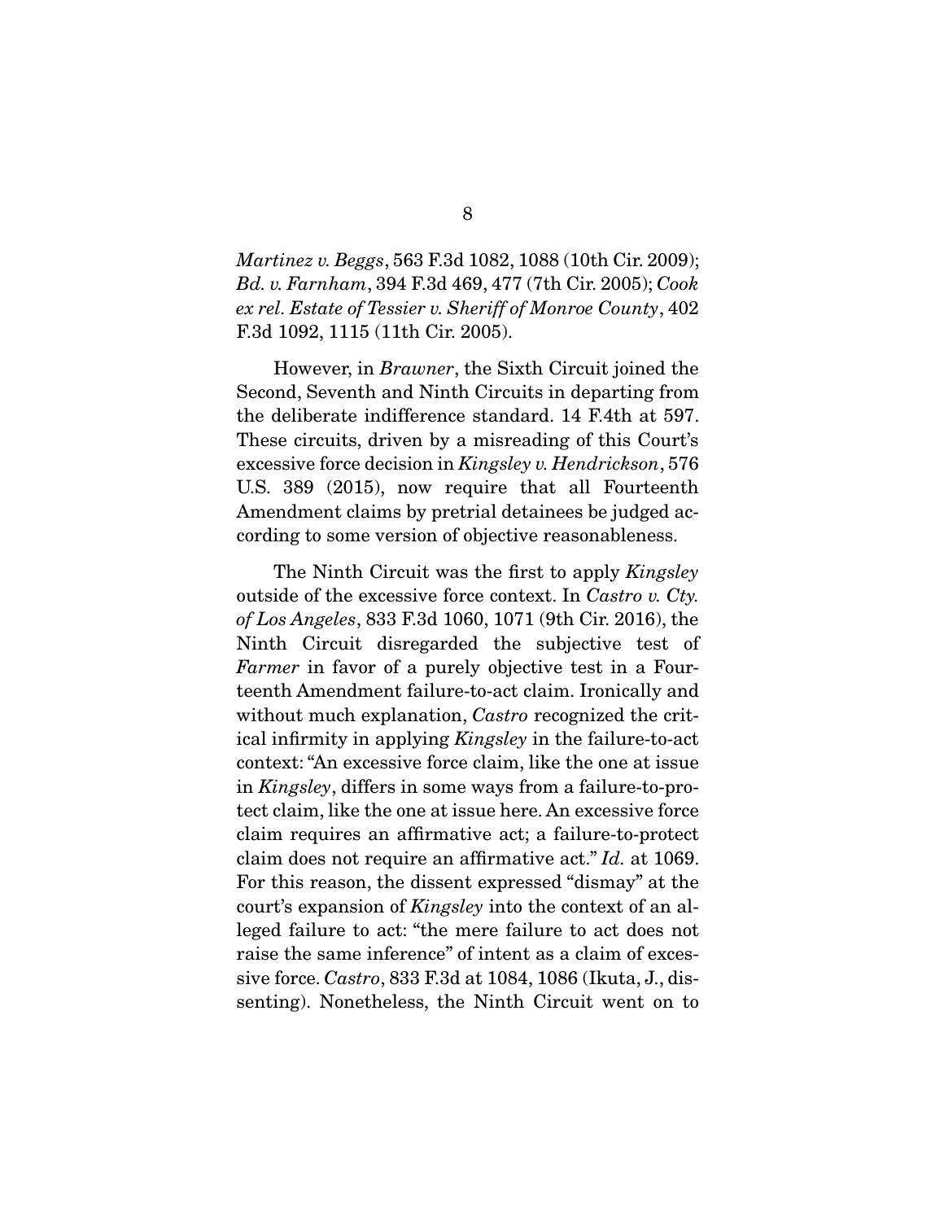*Martinez v. Beggs*, 563 F.3d 1082, 1088 (10th Cir. 2009); *Bd. v. Farnham*, 394 F.3d 469, 477 (7th Cir. 2005); *Cook ex rel. Estate of Tessier v. Sheriff of Monroe County*, 402 F.3d 1092, 1115 (11th Cir. 2005).

However, in *Brawner*, the Sixth Circuit joined the Second, Seventh and Ninth Circuits in departing from the deliberate indifference standard. 14 F.4th at 597. These circuits, driven by a misreading of this Court's excessive force decision in *Kingsley v. Hendrickson*, 576 U.S. 389 (2015), now require that all Fourteenth Amendment claims by pretrial detainees be judged according to some version of objective reasonableness.

The Ninth Circuit was the first to apply *Kingsley* outside of the excessive force context. In *Castro v. Cty. of Los Angeles*, 833 F.3d 1060, 1071 (9th Cir. 2016), the Ninth Circuit disregarded the subjective test of *Farmer* in favor of a purely objective test in a Fourteenth Amendment failure-to-act claim. Ironically and without much explanation, *Castro* recognized the critical infirmity in applying *Kingsley* in the failure-to-act context: "An excessive force claim, like the one at issue in *Kingsley*, differs in some ways from a failure-to-protect claim, like the one at issue here. An excessive force claim requires an affirmative act; a failure-to-protect claim does not require an affirmative act." *Id.* at 1069. For this reason, the dissent expressed "dismay" at the court's expansion of *Kingsley* into the context of an alleged failure to act: "the mere failure to act does not raise the same inference" of intent as a claim of excessive force. *Castro*, 833 F.3d at 1084, 1086 (Ikuta, J., dissenting). Nonetheless, the Ninth Circuit went on to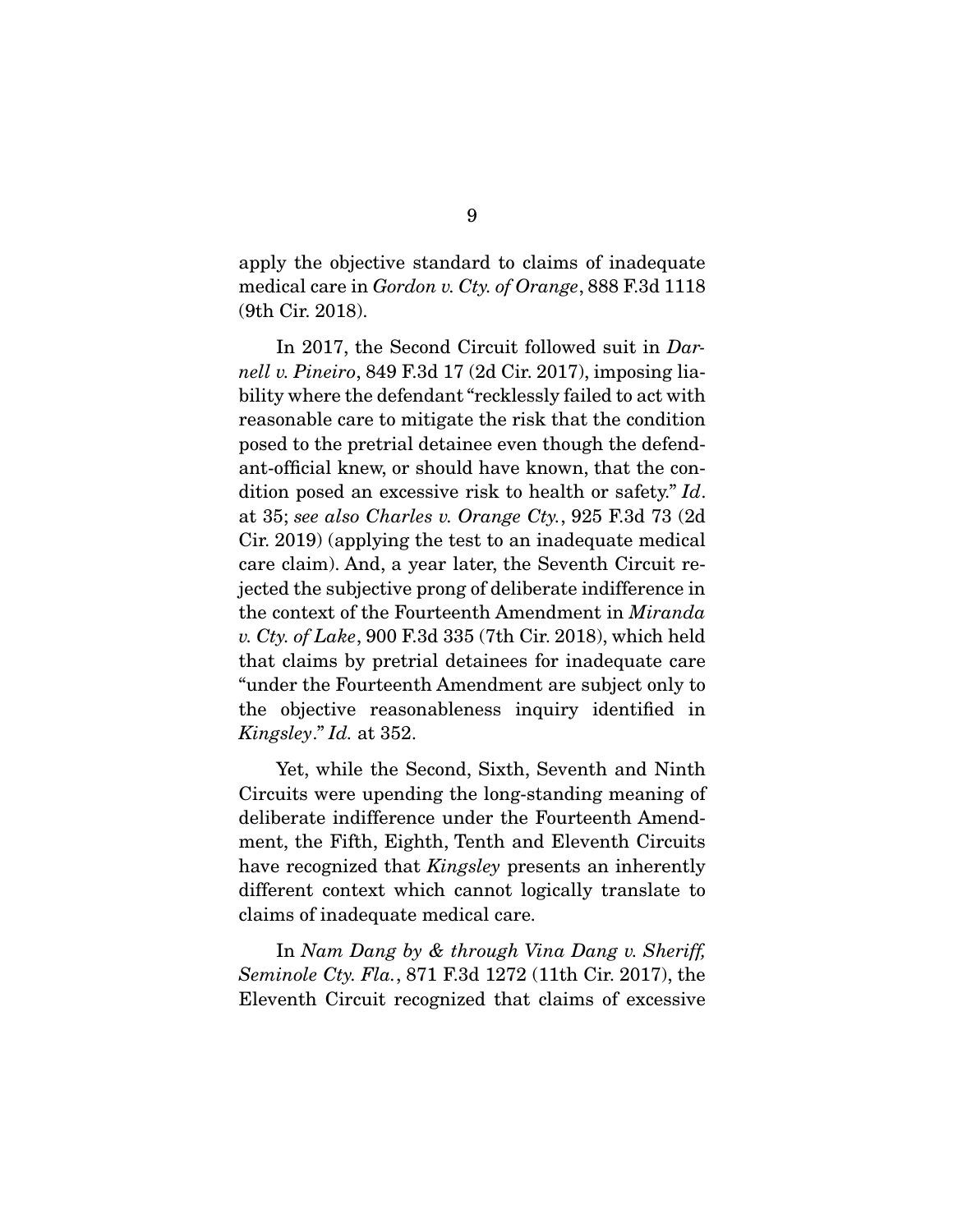apply the objective standard to claims of inadequate medical care in *Gordon v. Cty. of Orange*, 888 F.3d 1118 (9th Cir. 2018).

In 2017, the Second Circuit followed suit in *Darnell v. Pineiro*, 849 F.3d 17 (2d Cir. 2017), imposing liability where the defendant "recklessly failed to act with reasonable care to mitigate the risk that the condition posed to the pretrial detainee even though the defendant-official knew, or should have known, that the condition posed an excessive risk to health or safety." *Id*. at 35; *see also Charles v. Orange Cty.*, 925 F.3d 73 (2d Cir. 2019) (applying the test to an inadequate medical care claim). And, a year later, the Seventh Circuit rejected the subjective prong of deliberate indifference in the context of the Fourteenth Amendment in *Miranda v. Cty. of Lake*, 900 F.3d 335 (7th Cir. 2018), which held that claims by pretrial detainees for inadequate care "under the Fourteenth Amendment are subject only to the objective reasonableness inquiry identified in *Kingsley*." *Id.* at 352.

Yet, while the Second, Sixth, Seventh and Ninth Circuits were upending the long-standing meaning of deliberate indifference under the Fourteenth Amendment, the Fifth, Eighth, Tenth and Eleventh Circuits have recognized that *Kingsley* presents an inherently different context which cannot logically translate to claims of inadequate medical care.

In *Nam Dang by & through Vina Dang v. Sheriff, Seminole Cty. Fla.*, 871 F.3d 1272 (11th Cir. 2017), the Eleventh Circuit recognized that claims of excessive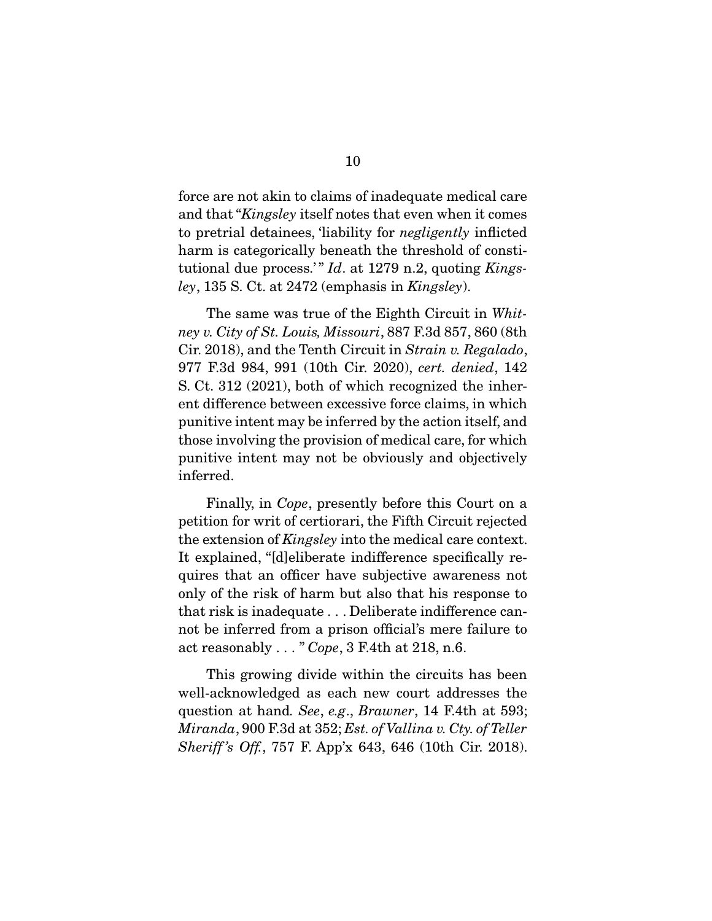force are not akin to claims of inadequate medical care and that "*Kingsley* itself notes that even when it comes to pretrial detainees, 'liability for *negligently* inflicted harm is categorically beneath the threshold of constitutional due process.'" *Id*. at 1279 n.2, quoting *Kingsley*, 135 S. Ct. at 2472 (emphasis in *Kingsley*).

The same was true of the Eighth Circuit in *Whitney v. City of St. Louis, Missouri*, 887 F.3d 857, 860 (8th Cir. 2018), and the Tenth Circuit in *Strain v. Regalado*, 977 F.3d 984, 991 (10th Cir. 2020), *cert. denied*, 142 S. Ct. 312 (2021), both of which recognized the inherent difference between excessive force claims, in which punitive intent may be inferred by the action itself, and those involving the provision of medical care, for which punitive intent may not be obviously and objectively inferred.

Finally, in *Cope*, presently before this Court on a petition for writ of certiorari, the Fifth Circuit rejected the extension of *Kingsley* into the medical care context. It explained, "[d]eliberate indifference specifically requires that an officer have subjective awareness not only of the risk of harm but also that his response to that risk is inadequate . . . Deliberate indifference cannot be inferred from a prison official's mere failure to act reasonably . . . " *Cope*, 3 F.4th at 218, n.6.

This growing divide within the circuits has been well-acknowledged as each new court addresses the question at hand. *See*, *e.g*., *Brawner*, 14 F.4th at 593; *Miranda*, 900 F.3d at 352; *Est. of Vallina v. Cty. of Teller Sheriff's Off.*, 757 F. App'x 643, 646 (10th Cir. 2018).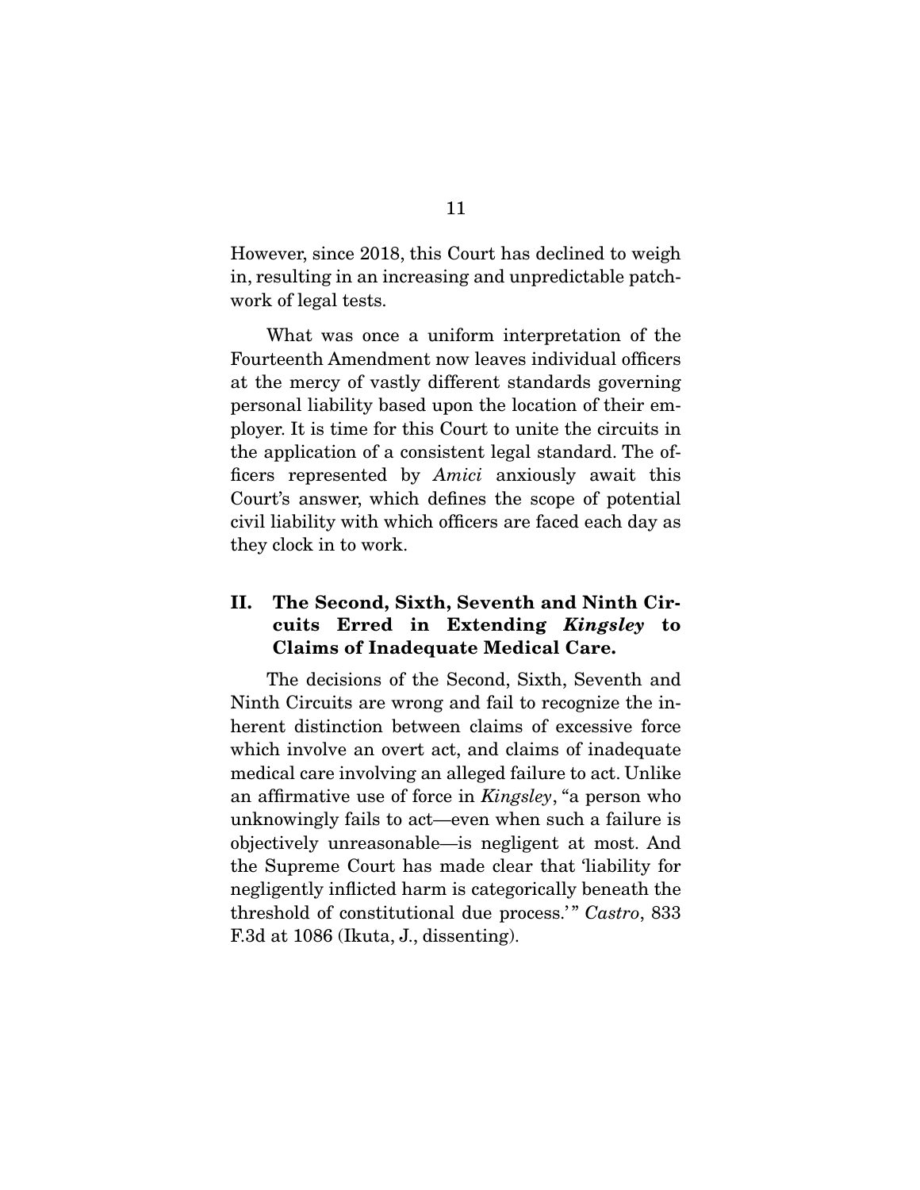However, since 2018, this Court has declined to weigh in, resulting in an increasing and unpredictable patchwork of legal tests.

What was once a uniform interpretation of the Fourteenth Amendment now leaves individual officers at the mercy of vastly different standards governing personal liability based upon the location of their employer. It is time for this Court to unite the circuits in the application of a consistent legal standard. The officers represented by *Amici* anxiously await this Court's answer, which defines the scope of potential civil liability with which officers are faced each day as they clock in to work.

## II. The Second, Sixth, Seventh and Ninth Circuits Erred in Extending *Kingsley* to Claims of Inadequate Medical Care.

The decisions of the Second, Sixth, Seventh and Ninth Circuits are wrong and fail to recognize the inherent distinction between claims of excessive force which involve an overt act, and claims of inadequate medical care involving an alleged failure to act. Unlike an affirmative use of force in *Kingsley*, "a person who unknowingly fails to act—even when such a failure is objectively unreasonable—is negligent at most. And the Supreme Court has made clear that 'liability for negligently inflicted harm is categorically beneath the threshold of constitutional due process.'" *Castro*, 833 F.3d at 1086 (Ikuta, J., dissenting).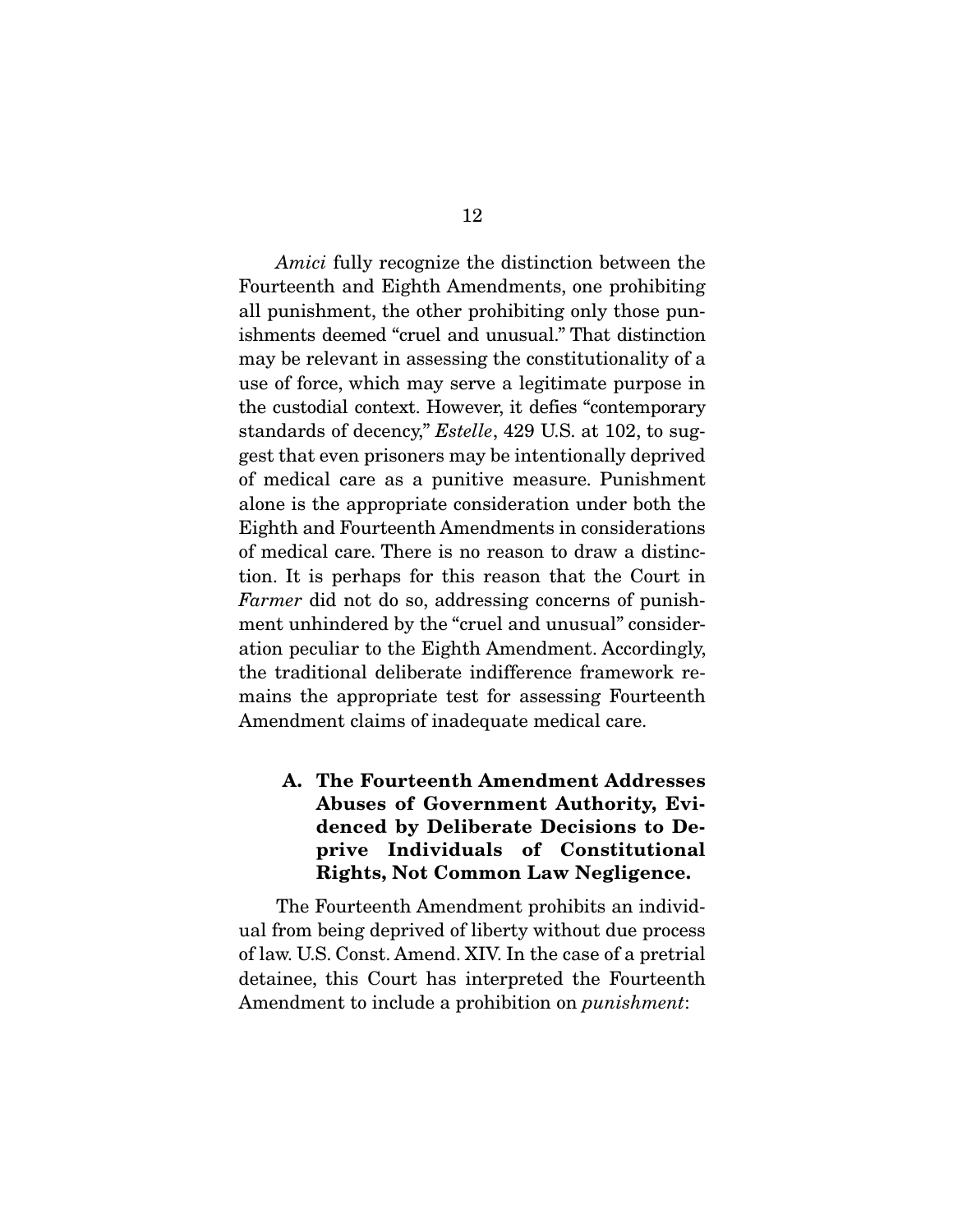*Amici* fully recognize the distinction between the Fourteenth and Eighth Amendments, one prohibiting all punishment, the other prohibiting only those punishments deemed "cruel and unusual." That distinction may be relevant in assessing the constitutionality of a use of force, which may serve a legitimate purpose in the custodial context. However, it defies "contemporary standards of decency," *Estelle*, 429 U.S. at 102, to suggest that even prisoners may be intentionally deprived of medical care as a punitive measure. Punishment alone is the appropriate consideration under both the Eighth and Fourteenth Amendments in considerations of medical care. There is no reason to draw a distinction. It is perhaps for this reason that the Court in *Farmer* did not do so, addressing concerns of punishment unhindered by the "cruel and unusual" consideration peculiar to the Eighth Amendment. Accordingly, the traditional deliberate indifference framework remains the appropriate test for assessing Fourteenth Amendment claims of inadequate medical care.

### A. The Fourteenth Amendment Addresses Abuses of Government Authority, Evidenced by Deliberate Decisions to Deprive Individuals of Constitutional Rights, Not Common Law Negligence.

The Fourteenth Amendment prohibits an individual from being deprived of liberty without due process of law. U.S. Const. Amend. XIV. In the case of a pretrial detainee, this Court has interpreted the Fourteenth Amendment to include a prohibition on *punishment*: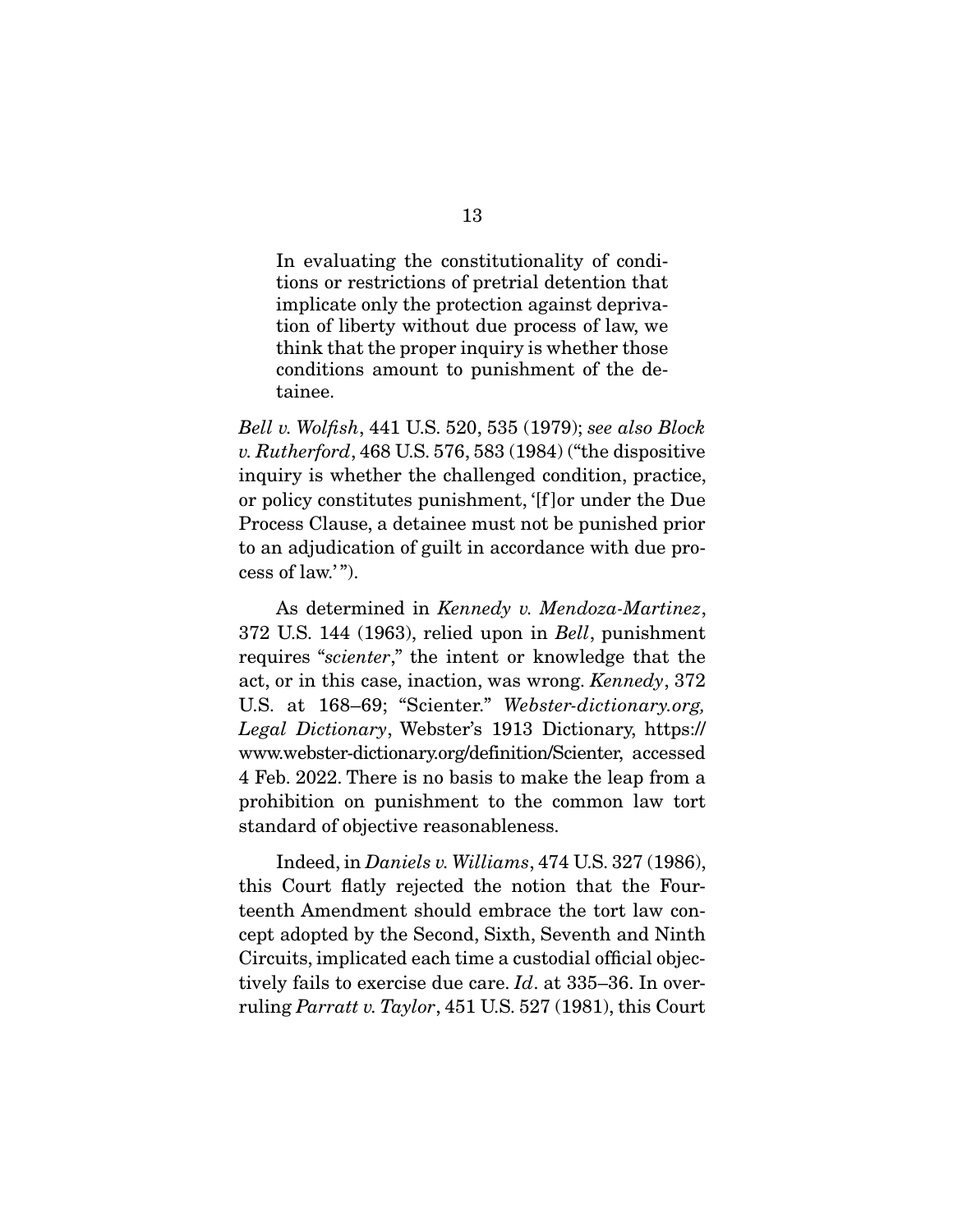> In evaluating the constitutionality of conditions or restrictions of pretrial detention that implicate only the protection against deprivation of liberty without due process of law, we think that the proper inquiry is whether those conditions amount to punishment of the detainee.

*Bell v. Wolfish*, 441 U.S. 520, 535 (1979); *see also Block v. Rutherford*, 468 U.S. 576, 583 (1984) ("the dispositive inquiry is whether the challenged condition, practice, or policy constitutes punishment, '[f]or under the Due Process Clause, a detainee must not be punished prior to an adjudication of guilt in accordance with due process of law.'").

As determined in *Kennedy v. Mendoza-Martinez*, 372 U.S. 144 (1963), relied upon in *Bell*, punishment requires "*scienter*," the intent or knowledge that the act, or in this case, inaction, was wrong. *Kennedy*, 372 U.S. at 168–69; "Scienter." *Webster-dictionary.org, Legal Dictionary*, Webster's 1913 Dictionary, https://www.webster-dictionary.org/definition/Scienter, accessed 4 Feb. 2022. There is no basis to make the leap from a prohibition on punishment to the common law tort standard of objective reasonableness.

Indeed, in *Daniels v. Williams*, 474 U.S. 327 (1986), this Court flatly rejected the notion that the Fourteenth Amendment should embrace the tort law concept adopted by the Second, Sixth, Seventh and Ninth Circuits, implicated each time a custodial official objectively fails to exercise due care. *Id*. at 335–36. In overruling *Parratt v. Taylor*, 451 U.S. 527 (1981), this Court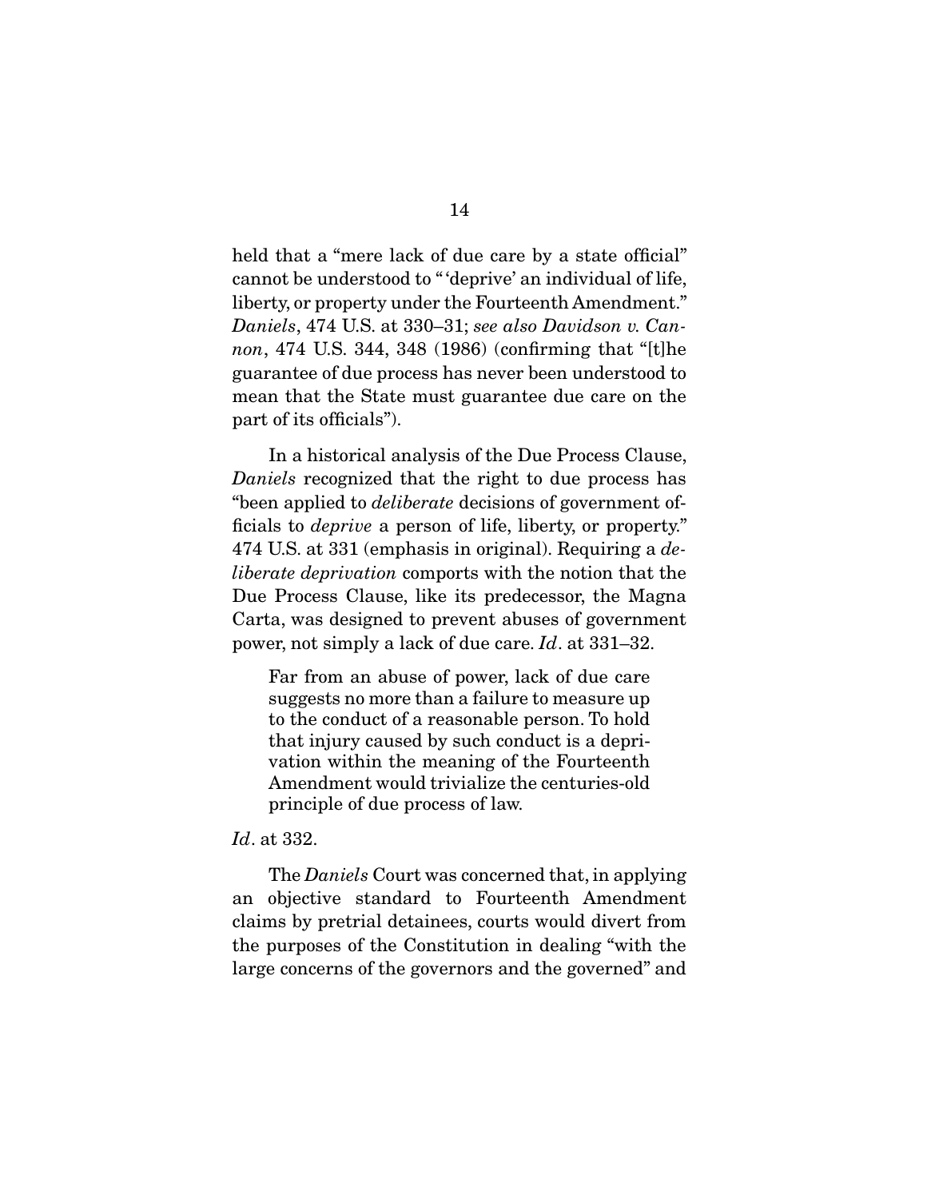held that a "mere lack of due care by a state official" cannot be understood to "'deprive' an individual of life, liberty, or property under the Fourteenth Amendment." *Daniels*, 474 U.S. at 330–31; *see also Davidson v. Cannon*, 474 U.S. 344, 348 (1986) (confirming that "[t]he guarantee of due process has never been understood to mean that the State must guarantee due care on the part of its officials").

In a historical analysis of the Due Process Clause, *Daniels* recognized that the right to due process has "been applied to *deliberate* decisions of government officials to *deprive* a person of life, liberty, or property." 474 U.S. at 331 (emphasis in original). Requiring a *deliberate deprivation* comports with the notion that the Due Process Clause, like its predecessor, the Magna Carta, was designed to prevent abuses of government power, not simply a lack of due care. *Id*. at 331–32.

> Far from an abuse of power, lack of due care suggests no more than a failure to measure up to the conduct of a reasonable person. To hold that injury caused by such conduct is a deprivation within the meaning of the Fourteenth Amendment would trivialize the centuries-old principle of due process of law.

*Id*. at 332.

The *Daniels* Court was concerned that, in applying an objective standard to Fourteenth Amendment claims by pretrial detainees, courts would divert from the purposes of the Constitution in dealing "with the large concerns of the governors and the governed" and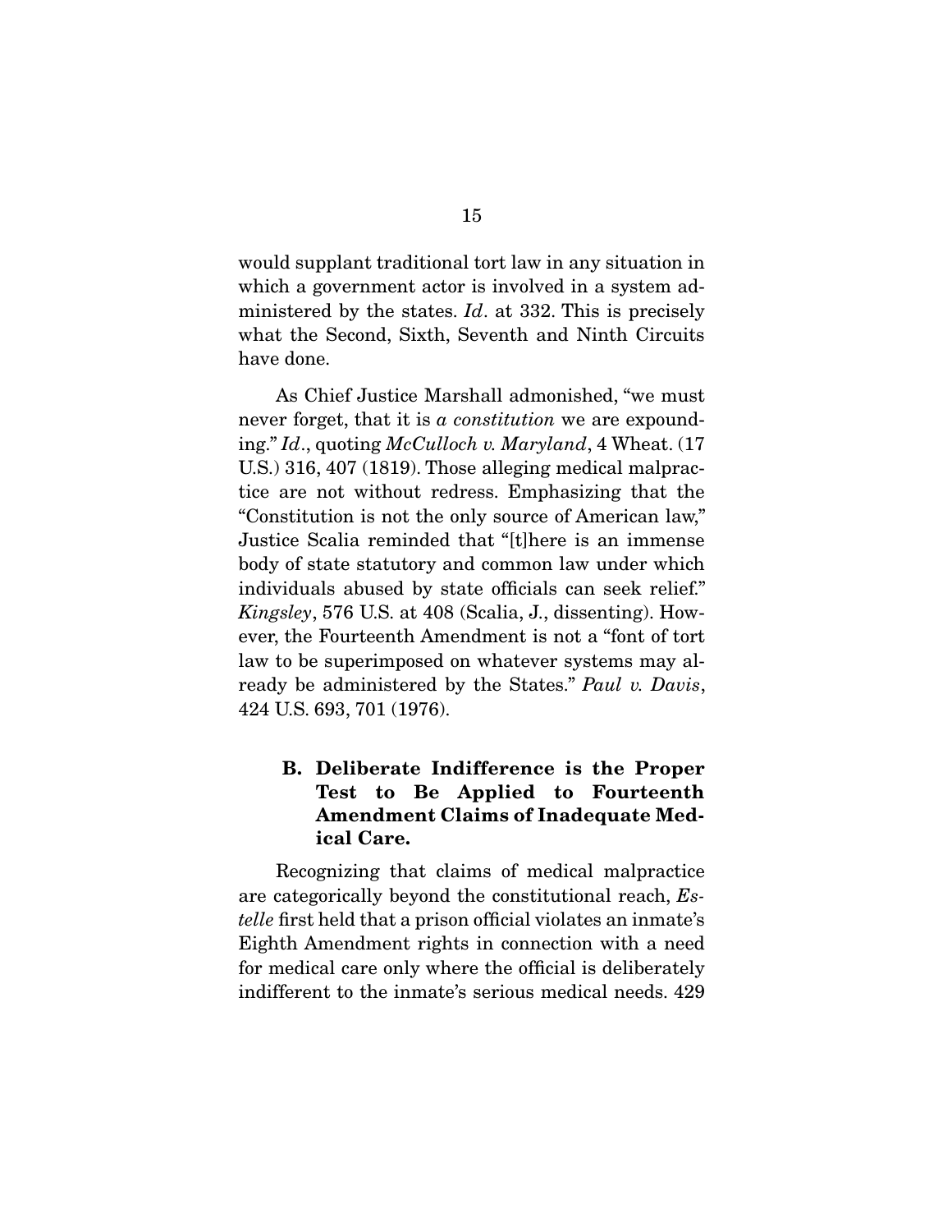would supplant traditional tort law in any situation in which a government actor is involved in a system administered by the states. *Id*. at 332. This is precisely what the Second, Sixth, Seventh and Ninth Circuits have done.

As Chief Justice Marshall admonished, "we must never forget, that it is *a constitution* we are expounding." *Id*., quoting *McCulloch v. Maryland*, 4 Wheat. (17 U.S.) 316, 407 (1819). Those alleging medical malpractice are not without redress. Emphasizing that the "Constitution is not the only source of American law," Justice Scalia reminded that "[t]here is an immense body of state statutory and common law under which individuals abused by state officials can seek relief." *Kingsley*, 576 U.S. at 408 (Scalia, J., dissenting). However, the Fourteenth Amendment is not a "font of tort law to be superimposed on whatever systems may already be administered by the States." *Paul v. Davis*, 424 U.S. 693, 701 (1976).

### B. Deliberate Indifference is the Proper Test to Be Applied to Fourteenth Amendment Claims of Inadequate Medical Care.

Recognizing that claims of medical malpractice are categorically beyond the constitutional reach, *Estelle* first held that a prison official violates an inmate's Eighth Amendment rights in connection with a need for medical care only where the official is deliberately indifferent to the inmate's serious medical needs. 429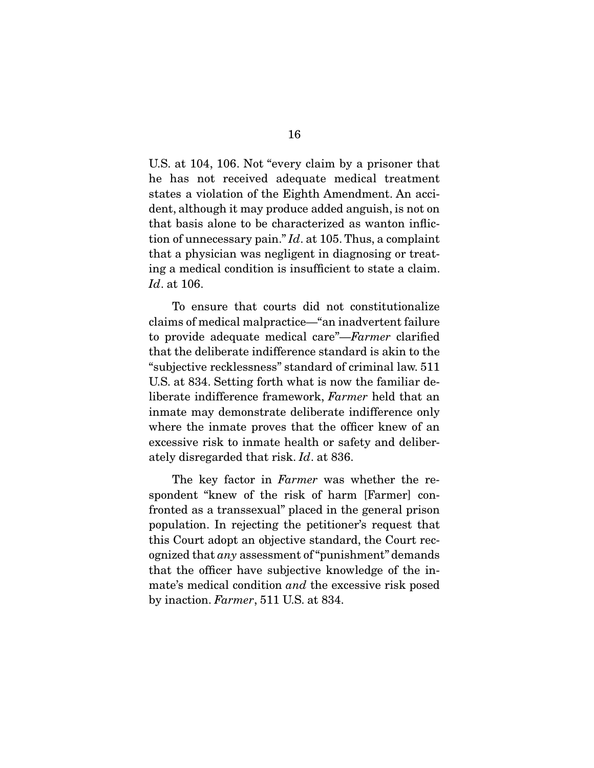U.S. at 104, 106. Not "every claim by a prisoner that he has not received adequate medical treatment states a violation of the Eighth Amendment. An accident, although it may produce added anguish, is not on that basis alone to be characterized as wanton infliction of unnecessary pain." *Id*. at 105. Thus, a complaint that a physician was negligent in diagnosing or treating a medical condition is insufficient to state a claim. *Id*. at 106.

To ensure that courts did not constitutionalize claims of medical malpractice—"an inadvertent failure to provide adequate medical care"—*Farmer* clarified that the deliberate indifference standard is akin to the "subjective recklessness" standard of criminal law. 511 U.S. at 834. Setting forth what is now the familiar deliberate indifference framework, *Farmer* held that an inmate may demonstrate deliberate indifference only where the inmate proves that the officer knew of an excessive risk to inmate health or safety and deliberately disregarded that risk. *Id*. at 836.

The key factor in *Farmer* was whether the respondent "knew of the risk of harm [Farmer] confronted as a transsexual" placed in the general prison population. In rejecting the petitioner's request that this Court adopt an objective standard, the Court recognized that *any* assessment of "punishment" demands that the officer have subjective knowledge of the inmate's medical condition *and* the excessive risk posed by inaction. *Farmer*, 511 U.S. at 834.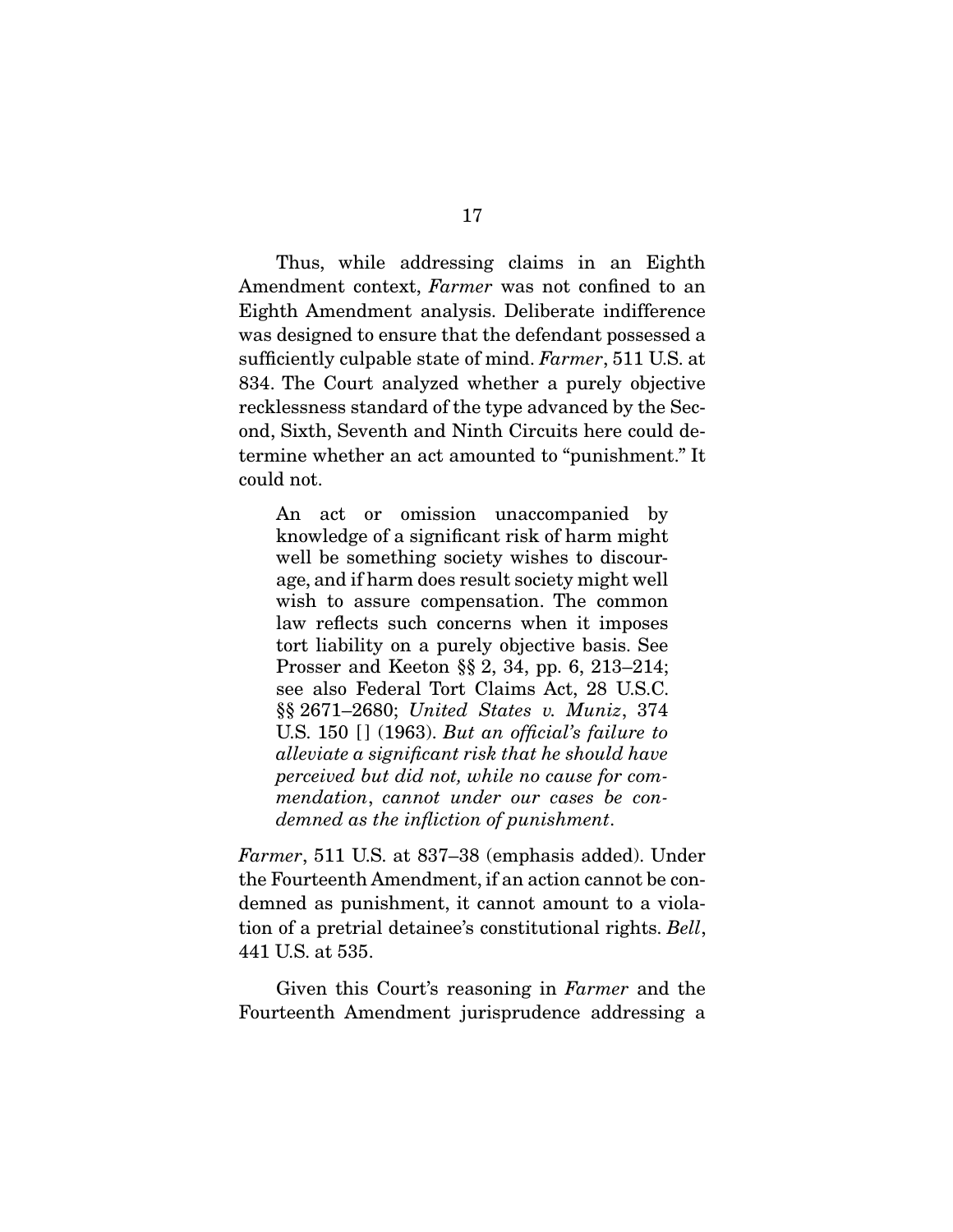Thus, while addressing claims in an Eighth Amendment context, *Farmer* was not confined to an Eighth Amendment analysis. Deliberate indifference was designed to ensure that the defendant possessed a sufficiently culpable state of mind. *Farmer*, 511 U.S. at 834. The Court analyzed whether a purely objective recklessness standard of the type advanced by the Second, Sixth, Seventh and Ninth Circuits here could determine whether an act amounted to "punishment." It could not.

> An act or omission unaccompanied by knowledge of a significant risk of harm might well be something society wishes to discourage, and if harm does result society might well wish to assure compensation. The common law reflects such concerns when it imposes tort liability on a purely objective basis. See Prosser and Keeton §§ 2, 34, pp. 6, 213–214; see also Federal Tort Claims Act, 28 U.S.C. §§ 2671–2680; *United States v. Muniz*, 374 U.S. 150 [] (1963). *But an official's failure to alleviate a significant risk that he should have perceived but did not, while no cause for commendation, cannot under our cases be condemned as the infliction of punishment*.

*Farmer*, 511 U.S. at 837–38 (emphasis added). Under the Fourteenth Amendment, if an action cannot be condemned as punishment, it cannot amount to a violation of a pretrial detainee's constitutional rights. *Bell*, 441 U.S. at 535.

Given this Court's reasoning in *Farmer* and the Fourteenth Amendment jurisprudence addressing a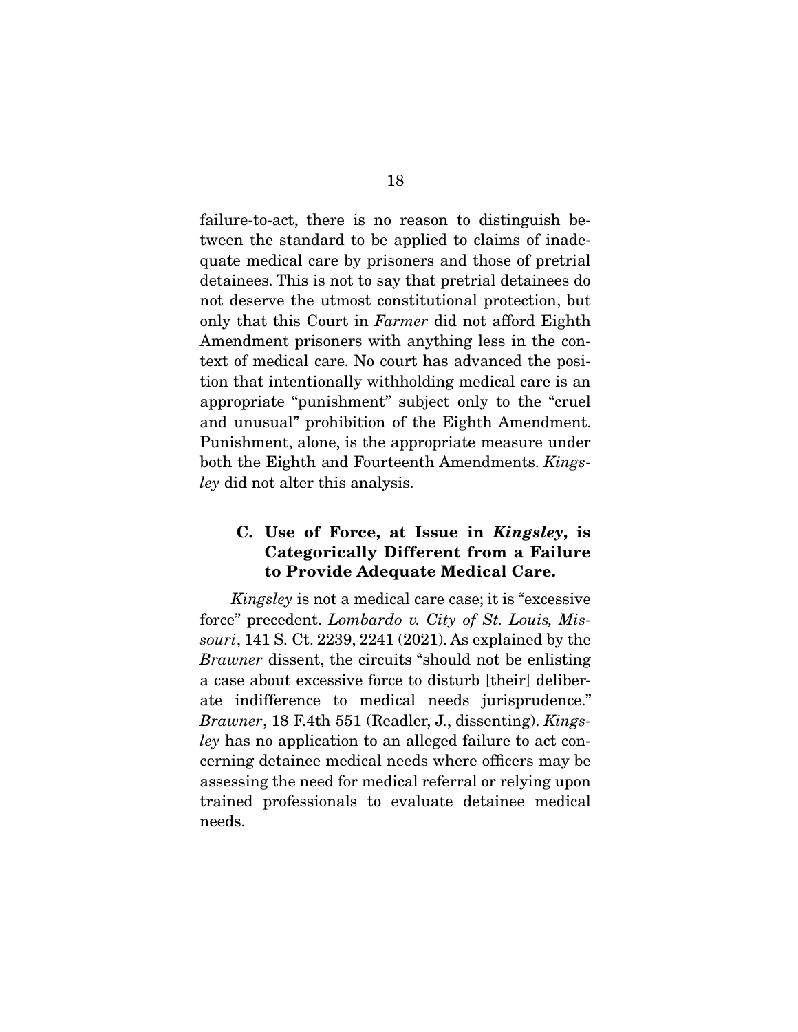failure-to-act, there is no reason to distinguish between the standard to be applied to claims of inadequate medical care by prisoners and those of pretrial detainees. This is not to say that pretrial detainees do not deserve the utmost constitutional protection, but only that this Court in *Farmer* did not afford Eighth Amendment prisoners with anything less in the context of medical care. No court has advanced the position that intentionally withholding medical care is an appropriate "punishment" subject only to the "cruel and unusual" prohibition of the Eighth Amendment. Punishment, alone, is the appropriate measure under both the Eighth and Fourteenth Amendments. *Kingsley* did not alter this analysis.

### C. Use of Force, at Issue in *Kingsley*, is Categorically Different from a Failure to Provide Adequate Medical Care.

*Kingsley* is not a medical care case; it is "excessive force" precedent. *Lombardo v. City of St. Louis, Missouri*, 141 S. Ct. 2239, 2241 (2021). As explained by the *Brawner* dissent, the circuits "should not be enlisting a case about excessive force to disturb [their] deliberate indifference to medical needs jurisprudence." *Brawner*, 18 F.4th 551 (Readler, J., dissenting). *Kingsley* has no application to an alleged failure to act concerning detainee medical needs where officers may be assessing the need for medical referral or relying upon trained professionals to evaluate detainee medical needs.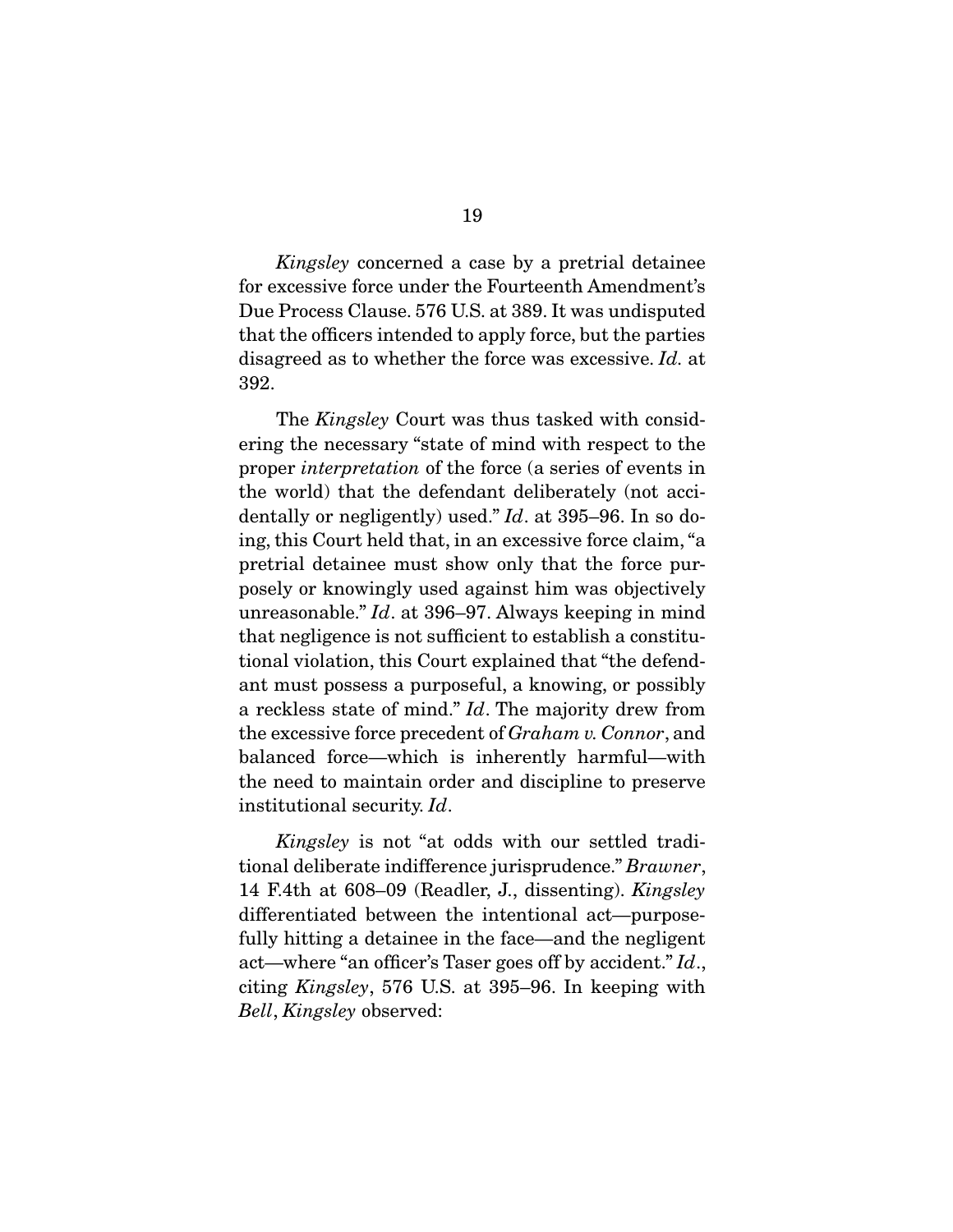*Kingsley* concerned a case by a pretrial detainee for excessive force under the Fourteenth Amendment's Due Process Clause. 576 U.S. at 389. It was undisputed that the officers intended to apply force, but the parties disagreed as to whether the force was excessive. *Id.* at 392.

The *Kingsley* Court was thus tasked with considering the necessary "state of mind with respect to the proper *interpretation* of the force (a series of events in the world) that the defendant deliberately (not accidentally or negligently) used." *Id*. at 395–96. In so doing, this Court held that, in an excessive force claim, "a pretrial detainee must show only that the force purposely or knowingly used against him was objectively unreasonable." *Id*. at 396–97. Always keeping in mind that negligence is not sufficient to establish a constitutional violation, this Court explained that "the defendant must possess a purposeful, a knowing, or possibly a reckless state of mind." *Id*. The majority drew from the excessive force precedent of *Graham v. Connor*, and balanced force—which is inherently harmful—with the need to maintain order and discipline to preserve institutional security. *Id*.

*Kingsley* is not "at odds with our settled traditional deliberate indifference jurisprudence." *Brawner*, 14 F.4th at 608–09 (Readler, J., dissenting). *Kingsley* differentiated between the intentional act—purposefully hitting a detainee in the face—and the negligent act—where "an officer's Taser goes off by accident." *Id*., citing *Kingsley*, 576 U.S. at 395–96. In keeping with *Bell*, *Kingsley* observed: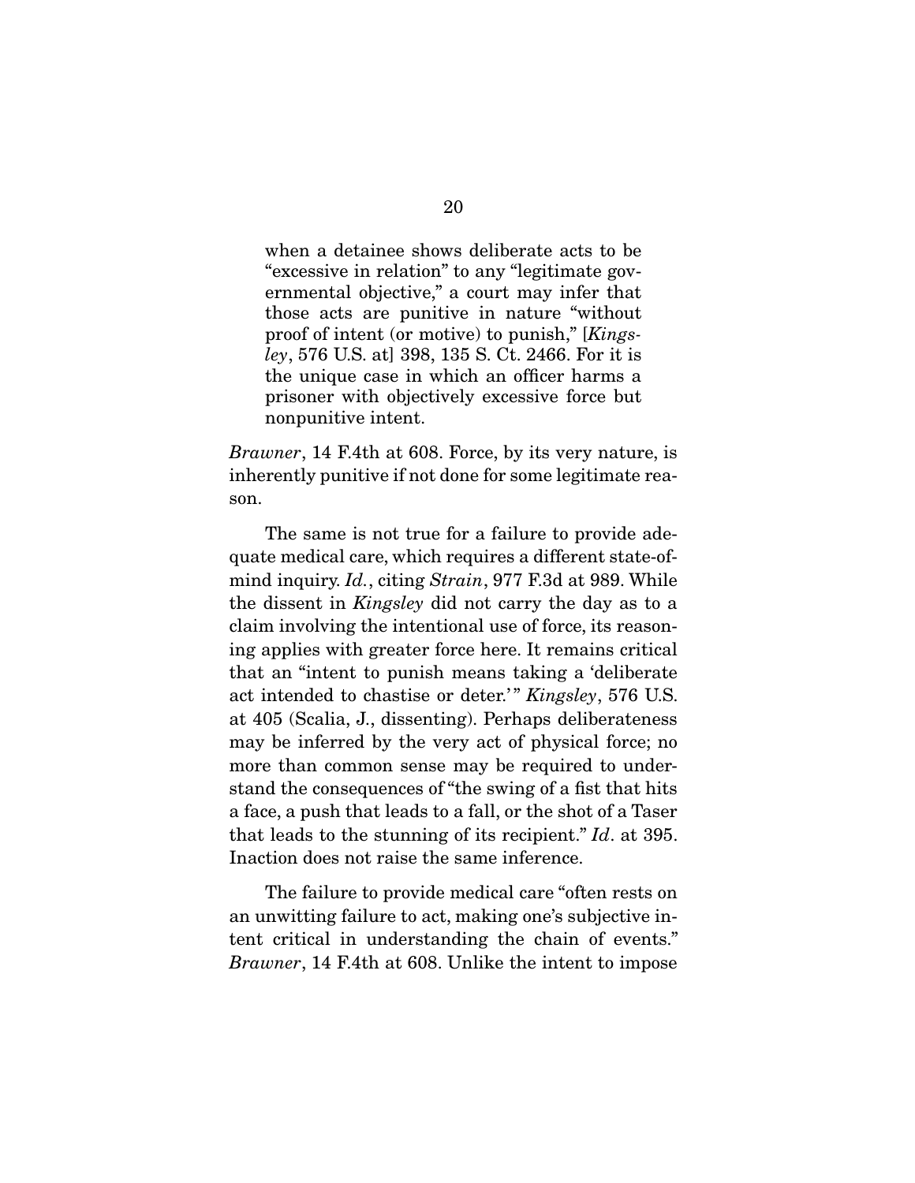> when a detainee shows deliberate acts to be "excessive in relation" to any "legitimate governmental objective," a court may infer that those acts are punitive in nature "without proof of intent (or motive) to punish," [*Kingsley*, 576 U.S. at] 398, 135 S. Ct. 2466. For it is the unique case in which an officer harms a prisoner with objectively excessive force but nonpunitive intent.

*Brawner*, 14 F.4th at 608. Force, by its very nature, is inherently punitive if not done for some legitimate reason.

The same is not true for a failure to provide adequate medical care, which requires a different state-of-mind inquiry. *Id.*, citing *Strain*, 977 F.3d at 989. While the dissent in *Kingsley* did not carry the day as to a claim involving the intentional use of force, its reasoning applies with greater force here. It remains critical that an "intent to punish means taking a 'deliberate act intended to chastise or deter.'" *Kingsley*, 576 U.S. at 405 (Scalia, J., dissenting). Perhaps deliberateness may be inferred by the very act of physical force; no more than common sense may be required to understand the consequences of "the swing of a fist that hits a face, a push that leads to a fall, or the shot of a Taser that leads to the stunning of its recipient." *Id*. at 395. Inaction does not raise the same inference.

The failure to provide medical care "often rests on an unwitting failure to act, making one's subjective intent critical in understanding the chain of events." *Brawner*, 14 F.4th at 608. Unlike the intent to impose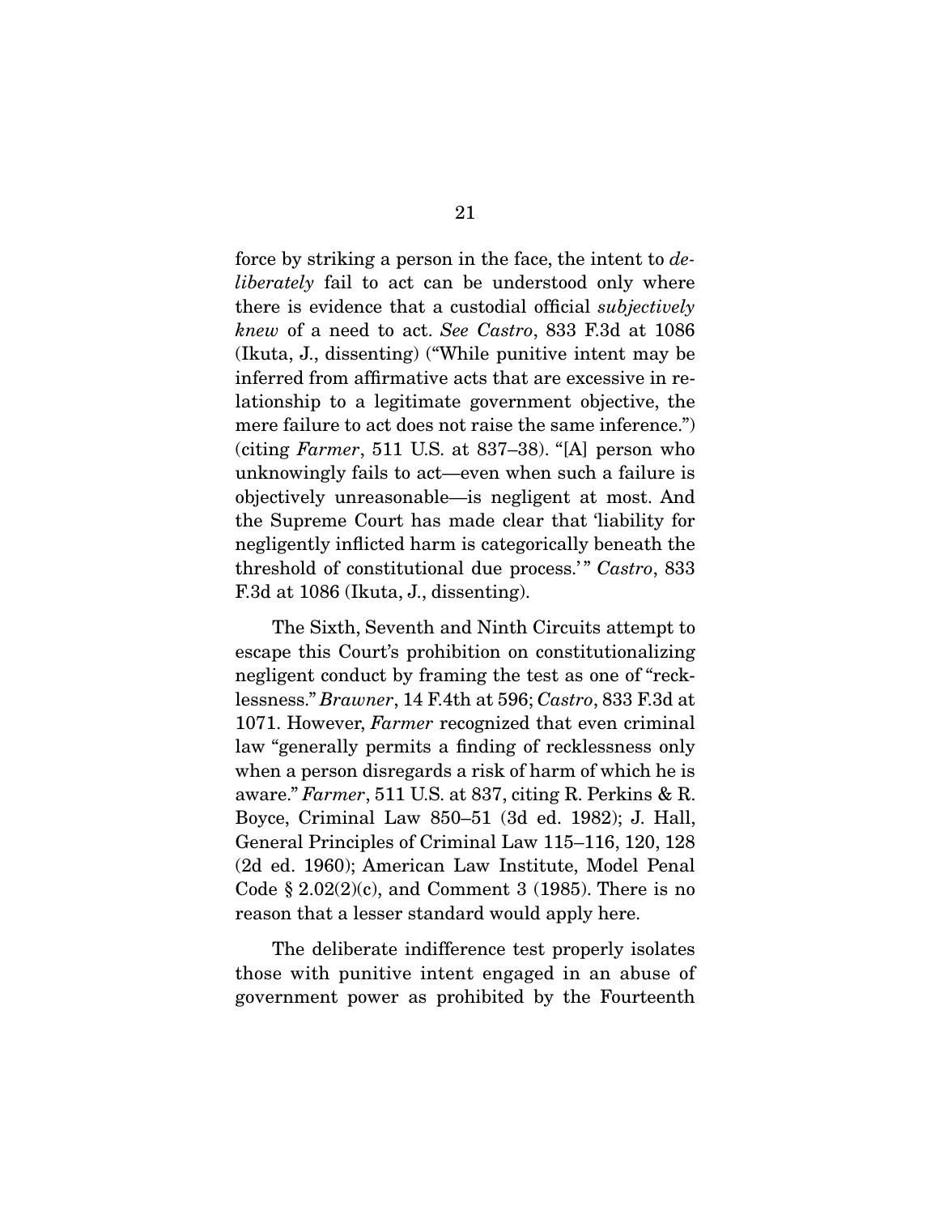force by striking a person in the face, the intent to *deliberately* fail to act can be understood only where there is evidence that a custodial official *subjectively knew* of a need to act. *See Castro*, 833 F.3d at 1086 (Ikuta, J., dissenting) ("While punitive intent may be inferred from affirmative acts that are excessive in relationship to a legitimate government objective, the mere failure to act does not raise the same inference.") (citing *Farmer*, 511 U.S. at 837–38). "[A] person who unknowingly fails to act—even when such a failure is objectively unreasonable—is negligent at most. And the Supreme Court has made clear that 'liability for negligently inflicted harm is categorically beneath the threshold of constitutional due process.'" *Castro*, 833 F.3d at 1086 (Ikuta, J., dissenting).

The Sixth, Seventh and Ninth Circuits attempt to escape this Court's prohibition on constitutionalizing negligent conduct by framing the test as one of "recklessness." *Brawner*, 14 F.4th at 596; *Castro*, 833 F.3d at 1071. However, *Farmer* recognized that even criminal law "generally permits a finding of recklessness only when a person disregards a risk of harm of which he is aware." *Farmer*, 511 U.S. at 837, citing R. Perkins & R. Boyce, Criminal Law 850–51 (3d ed. 1982); J. Hall, General Principles of Criminal Law 115–116, 120, 128 (2d ed. 1960); American Law Institute, Model Penal Code § 2.02(2)(c), and Comment 3 (1985). There is no reason that a lesser standard would apply here.

The deliberate indifference test properly isolates those with punitive intent engaged in an abuse of government power as prohibited by the Fourteenth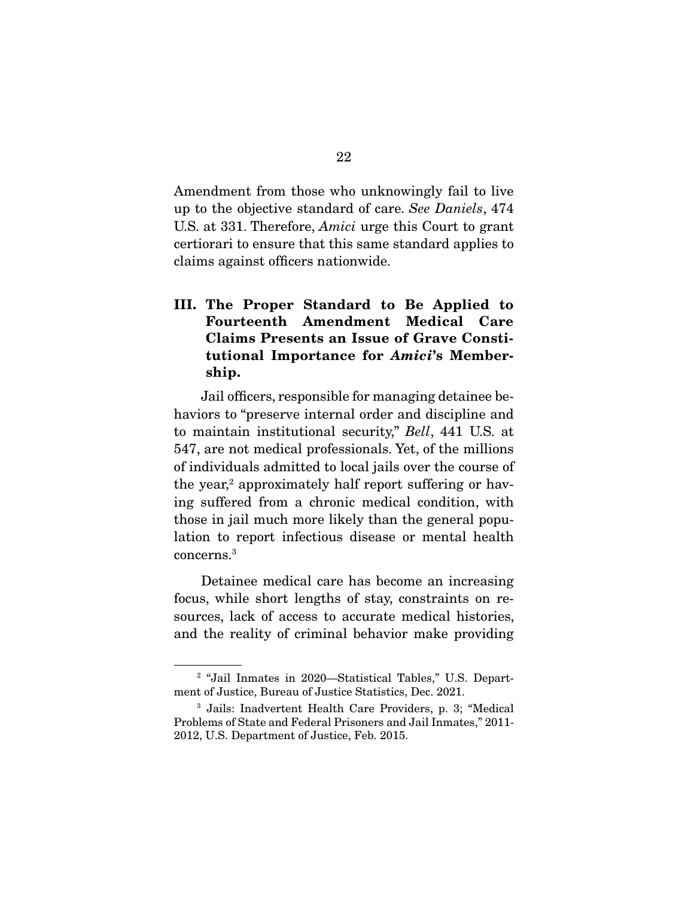Amendment from those who unknowingly fail to live up to the objective standard of care. *See Daniels*, 474 U.S. at 331. Therefore, *Amici* urge this Court to grant certiorari to ensure that this same standard applies to claims against officers nationwide.

### III. The Proper Standard to Be Applied to Fourteenth Amendment Medical Care Claims Presents an Issue of Grave Constitutional Importance for *Amici*'s Membership.

Jail officers, responsible for managing detainee behaviors to "preserve internal order and discipline and to maintain institutional security," *Bell*, 441 U.S. at 547, are not medical professionals. Yet, of the millions of individuals admitted to local jails over the course of the year,[2] approximately half report suffering or having suffered from a chronic medical condition, with those in jail much more likely than the general population to report infectious disease or mental health concerns.[3]

Detainee medical care has become an increasing focus, while short lengths of stay, constraints on resources, lack of access to accurate medical histories, and the reality of criminal behavior make providing

---

[2] "Jail Inmates in 2020—Statistical Tables," U.S. Department of Justice, Bureau of Justice Statistics, Dec. 2021.

[3] Jails: Inadvertent Health Care Providers, p. 3; "Medical Problems of State and Federal Prisoners and Jail Inmates," 2011-2012, U.S. Department of Justice, Feb. 2015.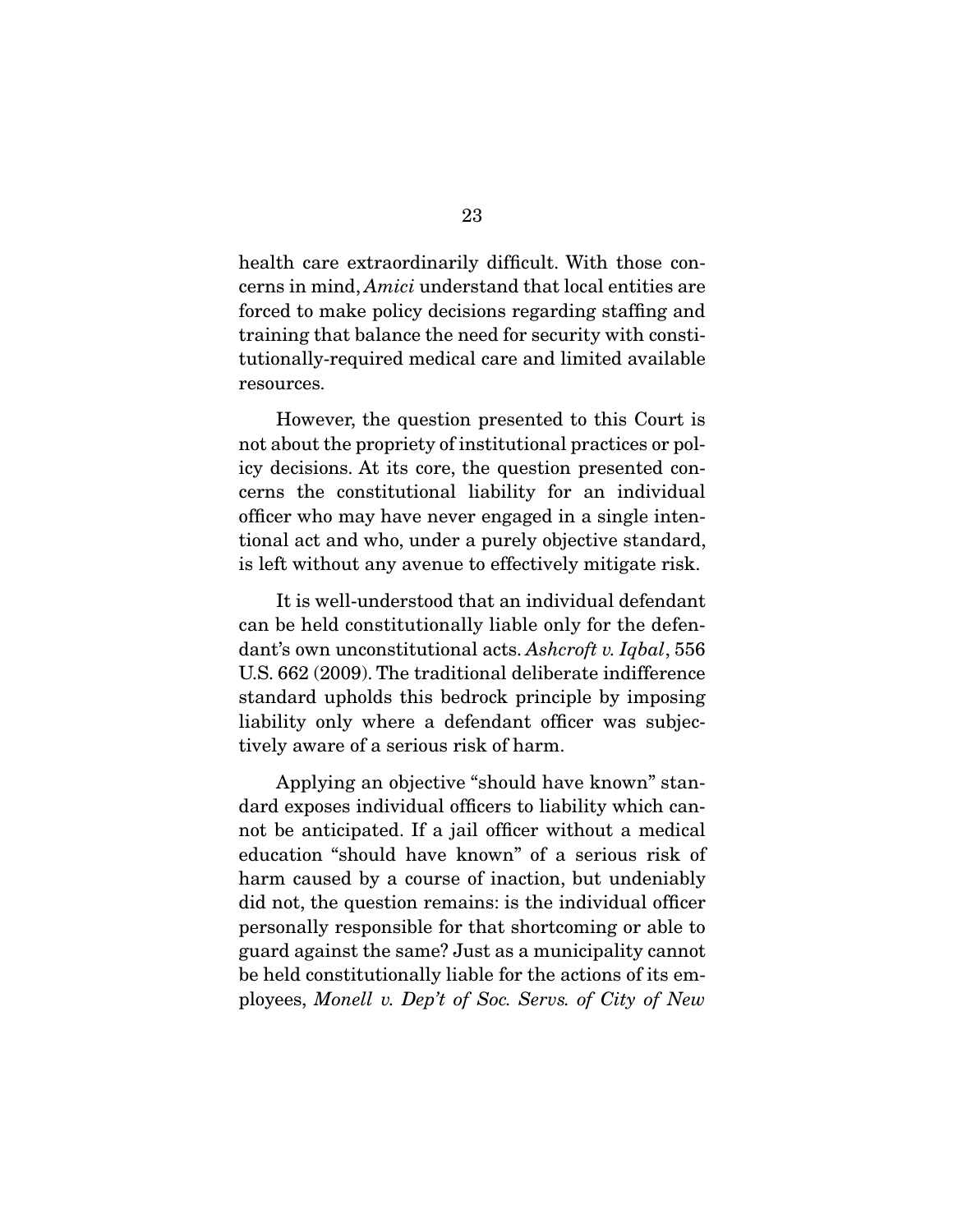health care extraordinarily difficult. With those concerns in mind, *Amici* understand that local entities are forced to make policy decisions regarding staffing and training that balance the need for security with constitutionally-required medical care and limited available resources.

However, the question presented to this Court is not about the propriety of institutional practices or policy decisions. At its core, the question presented concerns the constitutional liability for an individual officer who may have never engaged in a single intentional act and who, under a purely objective standard, is left without any avenue to effectively mitigate risk.

It is well-understood that an individual defendant can be held constitutionally liable only for the defendant's own unconstitutional acts. *Ashcroft v. Iqbal*, 556 U.S. 662 (2009). The traditional deliberate indifference standard upholds this bedrock principle by imposing liability only where a defendant officer was subjectively aware of a serious risk of harm.

Applying an objective "should have known" standard exposes individual officers to liability which cannot be anticipated. If a jail officer without a medical education "should have known" of a serious risk of harm caused by a course of inaction, but undeniably did not, the question remains: is the individual officer personally responsible for that shortcoming or able to guard against the same? Just as a municipality cannot be held constitutionally liable for the actions of its employees, *Monell v. Dep't of Soc. Servs. of City of New*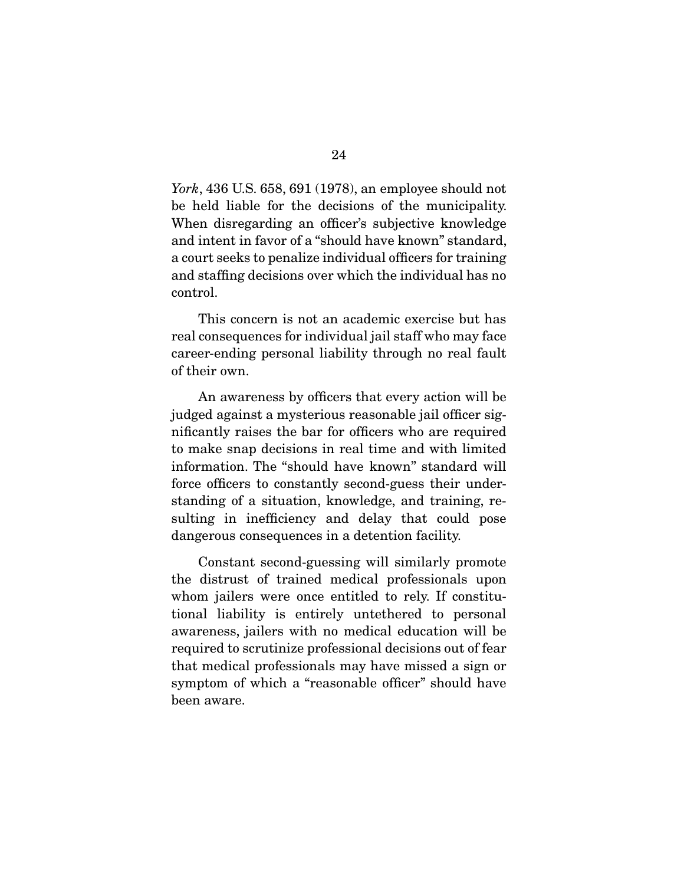*York*, 436 U.S. 658, 691 (1978), an employee should not be held liable for the decisions of the municipality. When disregarding an officer's subjective knowledge and intent in favor of a "should have known" standard, a court seeks to penalize individual officers for training and staffing decisions over which the individual has no control.

This concern is not an academic exercise but has real consequences for individual jail staff who may face career-ending personal liability through no real fault of their own.

An awareness by officers that every action will be judged against a mysterious reasonable jail officer significantly raises the bar for officers who are required to make snap decisions in real time and with limited information. The "should have known" standard will force officers to constantly second-guess their understanding of a situation, knowledge, and training, resulting in inefficiency and delay that could pose dangerous consequences in a detention facility.

Constant second-guessing will similarly promote the distrust of trained medical professionals upon whom jailers were once entitled to rely. If constitutional liability is entirely untethered to personal awareness, jailers with no medical education will be required to scrutinize professional decisions out of fear that medical professionals may have missed a sign or symptom of which a "reasonable officer" should have been aware.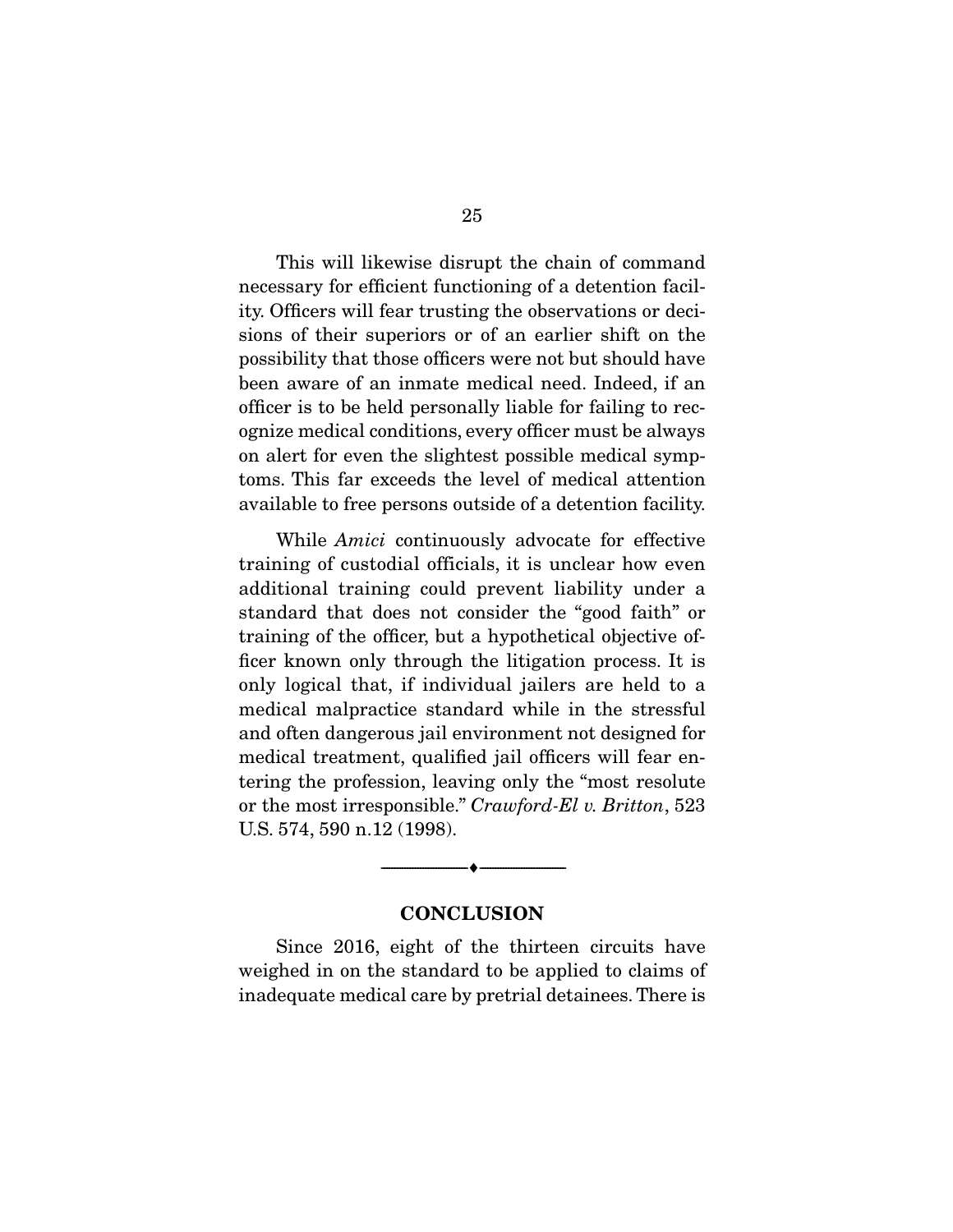This will likewise disrupt the chain of command necessary for efficient functioning of a detention facility. Officers will fear trusting the observations or decisions of their superiors or of an earlier shift on the possibility that those officers were not but should have been aware of an inmate medical need. Indeed, if an officer is to be held personally liable for failing to recognize medical conditions, every officer must be always on alert for even the slightest possible medical symptoms. This far exceeds the level of medical attention available to free persons outside of a detention facility.

While *Amici* continuously advocate for effective training of custodial officials, it is unclear how even additional training could prevent liability under a standard that does not consider the "good faith" or training of the officer, but a hypothetical objective officer known only through the litigation process. It is only logical that, if individual jailers are held to a medical malpractice standard while in the stressful and often dangerous jail environment not designed for medical treatment, qualified jail officers will fear entering the profession, leaving only the "most resolute or the most irresponsible." *Crawford-El v. Britton*, 523 U.S. 574, 590 n.12 (1998).

## CONCLUSION

Since 2016, eight of the thirteen circuits have weighed in on the standard to be applied to claims of inadequate medical care by pretrial detainees. There is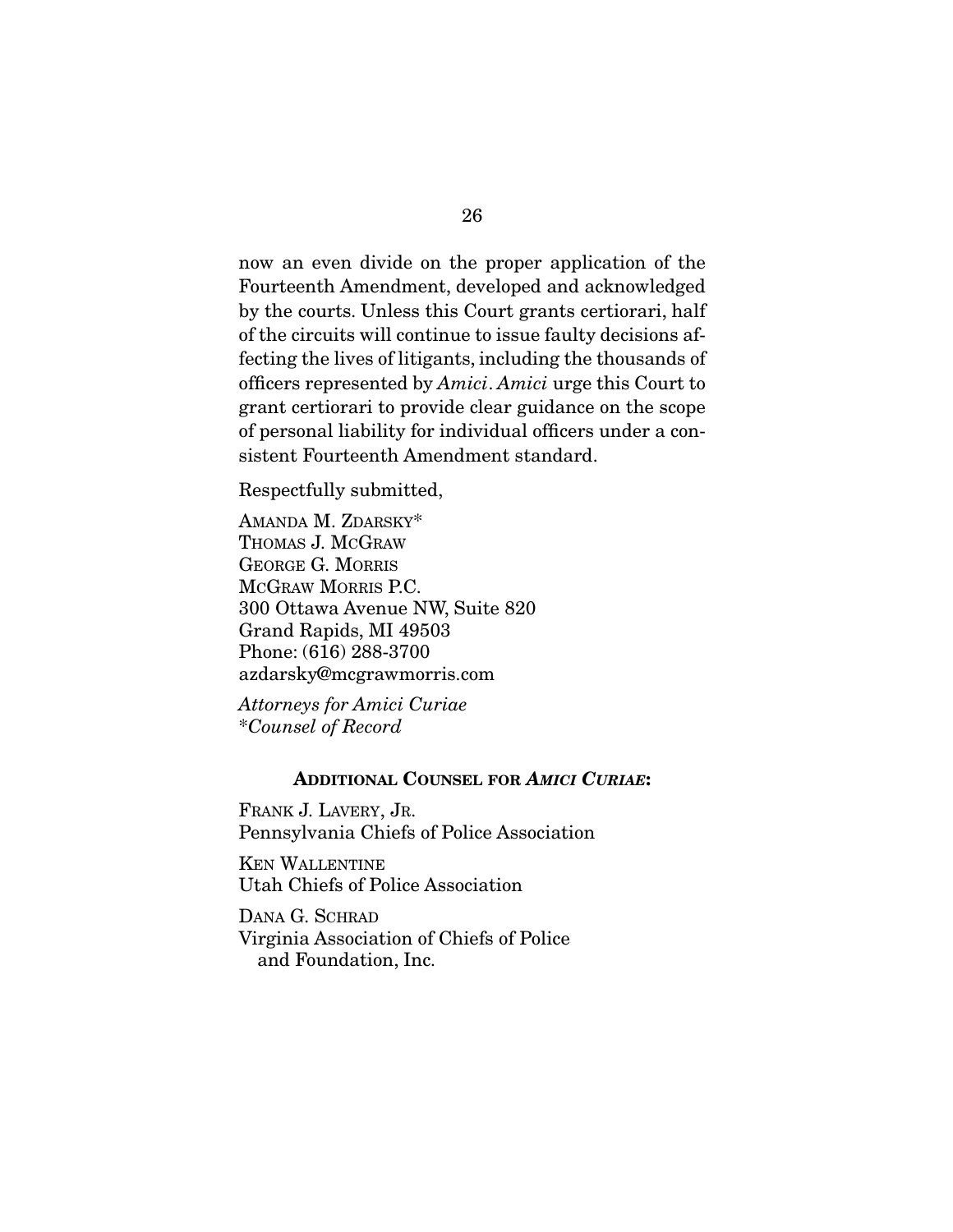now an even divide on the proper application of the Fourteenth Amendment, developed and acknowledged by the courts. Unless this Court grants certiorari, half of the circuits will continue to issue faulty decisions affecting the lives of litigants, including the thousands of officers represented by *Amici*. *Amici* urge this Court to grant certiorari to provide clear guidance on the scope of personal liability for individual officers under a consistent Fourteenth Amendment standard.

Respectfully submitted,

AMANDA M. ZDARSKY*
THOMAS J. MCGRAW
GEORGE G. MORRIS
MCGRAW MORRIS P.C.
300 Ottawa Avenue NW, Suite 820
Grand Rapids, MI 49503
Phone: (616) 288-3700
azdarsky@mcgrawmorris.com

*Attorneys for Amici Curiae*
*\*Counsel of Record*

**ADDITIONAL COUNSEL FOR *AMICI CURIAE*:**

FRANK J. LAVERY, JR.
Pennsylvania Chiefs of Police Association

KEN WALLENTINE
Utah Chiefs of Police Association

DANA G. SCHRAD
Virginia Association of Chiefs of Police and Foundation, Inc.